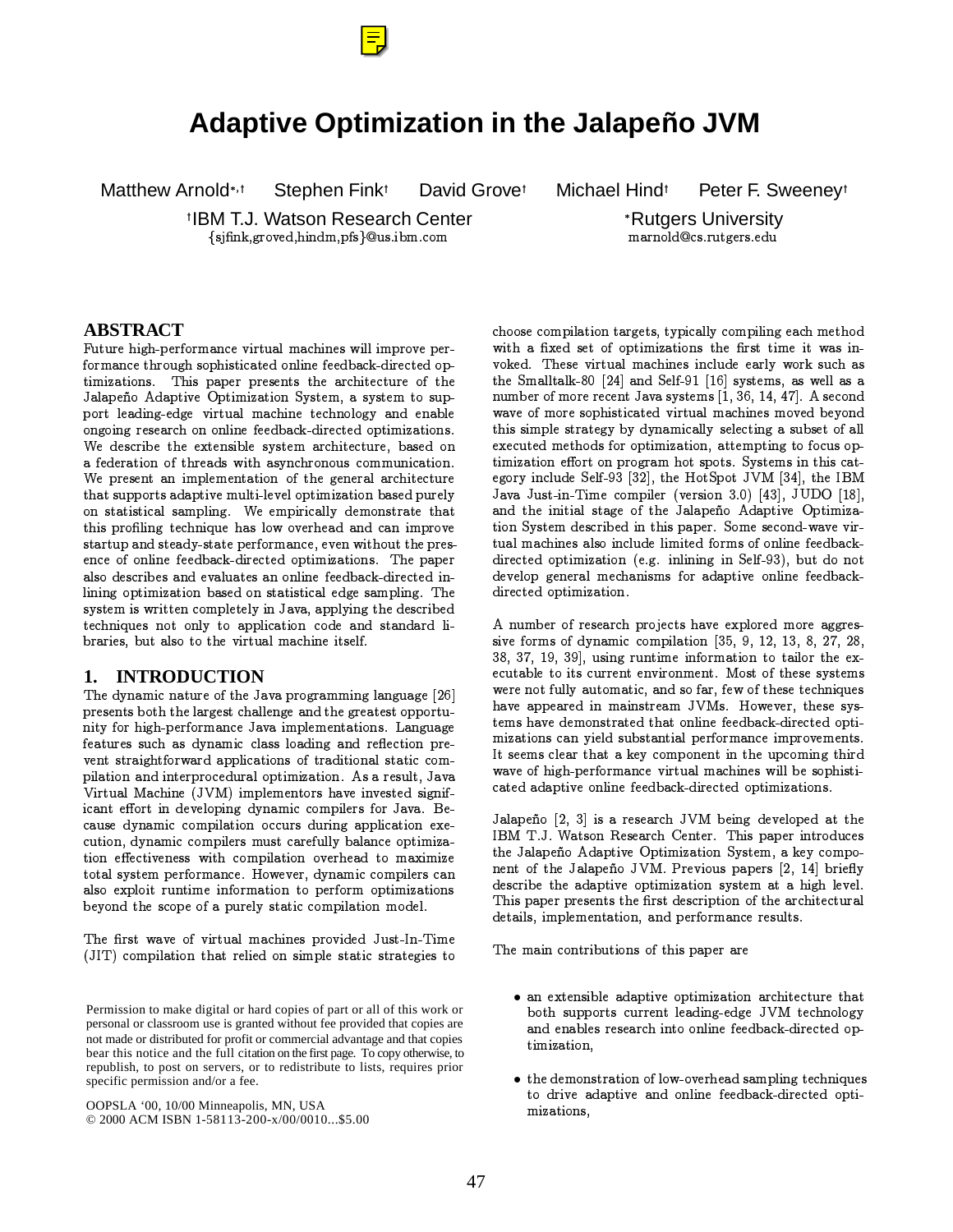# Adaptive Optimization in the Jalapeño JVM

Matthew Arnold[*,†] Stephen Fink[†] David Grove[†] Michael Hind[†] Peter F. Sweeney[†]

[†]IBM T.J. Watson Research Center
{sjfink,groved,hindm,pfs}@us.ibm.com

[*]Rutgers University
marnold@cs.rutgers.edu

## ABSTRACT

Future high-performance virtual machines will improve performance through sophisticated online feedback-directed optimizations. This paper presents the architecture of the Jalapeño Adaptive Optimization System, a system to support leading-edge virtual machine technology and enable ongoing research on online feedback-directed optimizations. We describe the extensible system architecture, based on a federation of threads with asynchronous communication. We present an implementation of the general architecture that supports adaptive multi-level optimization based purely on statistical sampling. We empirically demonstrate that this profiling technique has low overhead and can improve startup and steady-state performance, even without the presence of online feedback-directed optimizations. The paper also describes and evaluates an online feedback-directed inlining optimization based on statistical edge sampling. The system is written completely in Java, applying the described techniques not only to application code and standard libraries, but also to the virtual machine itself.

## 1. INTRODUCTION

The dynamic nature of the Java programming language [26] presents both the largest challenge and the greatest opportunity for high-performance Java implementations. Language features such as dynamic class loading and reflection prevent straightforward applications of traditional static compilation and interprocedural optimization. As a result, Java Virtual Machine (JVM) implementors have invested significant effort in developing dynamic compilers for Java. Because dynamic compilation occurs during application execution, dynamic compilers must carefully balance optimization effectiveness with compilation overhead to maximize total system performance. However, dynamic compilers can also exploit runtime information to perform optimizations beyond the scope of a purely static compilation model.

The first wave of virtual machines provided Just-In-Time (JIT) compilation that relied on simple static strategies to choose compilation targets, typically compiling each method with a fixed set of optimizations the first time it was invoked. These virtual machines include early work such as the Smalltalk-80 [24] and Self-91 [16] systems, as well as a number of more recent Java systems [1, 36, 14, 47]. A second wave of more sophisticated virtual machines moved beyond this simple strategy by dynamically selecting a subset of all executed methods for optimization, attempting to focus optimization effort on program hot spots. Systems in this category include Self-93 [32], the HotSpot JVM [34], the IBM Java Just-in-Time compiler (version 3.0) [43], JUDO [18], and the initial stage of the Jalapeño Adaptive Optimization System described in this paper. Some second-wave virtual machines also include limited forms of online feedback-directed optimization (e.g. inlining in Self-93), but do not develop general mechanisms for adaptive online feedback-directed optimization.

A number of research projects have explored more aggressive forms of dynamic compilation [35, 9, 12, 13, 8, 27, 28, 38, 37, 19, 39], using runtime information to tailor the executable to its current environment. Most of these systems were not fully automatic, and so far, few of these techniques have appeared in mainstream JVMs. However, these systems have demonstrated that online feedback-directed optimizations can yield substantial performance improvements. It seems clear that a key component in the upcoming third wave of high-performance virtual machines will be sophisticated adaptive online feedback-directed optimizations.

Jalapeño [2, 3] is a research JVM being developed at the IBM T.J. Watson Research Center. This paper introduces the Jalapeño Adaptive Optimization System, a key component of the Jalapeño JVM. Previous papers [2, 14] briefly describe the adaptive optimization system at a high level. This paper presents the first description of the architectural details, implementation, and performance results.

The main contributions of this paper are

- an extensible adaptive optimization architecture that both supports current leading-edge JVM technology and enables research into online feedback-directed optimization,
- the demonstration of low-overhead sampling techniques to drive adaptive and online feedback-directed optimizations,

Permission to make digital or hard copies of part or all of this work or personal or classroom use is granted without fee provided that copies are not made or distributed for profit or commercial advantage and that copies bear this notice and the full citation on the first page. To copy otherwise, to republish, to post on servers, or to redistribute to lists, requires prior specific permission and/or a fee.

OOPSLA '00, 10/00 Minneapolis, MN, USA
© 2000 ACM ISBN 1-58113-200-x/00/0010...$5.00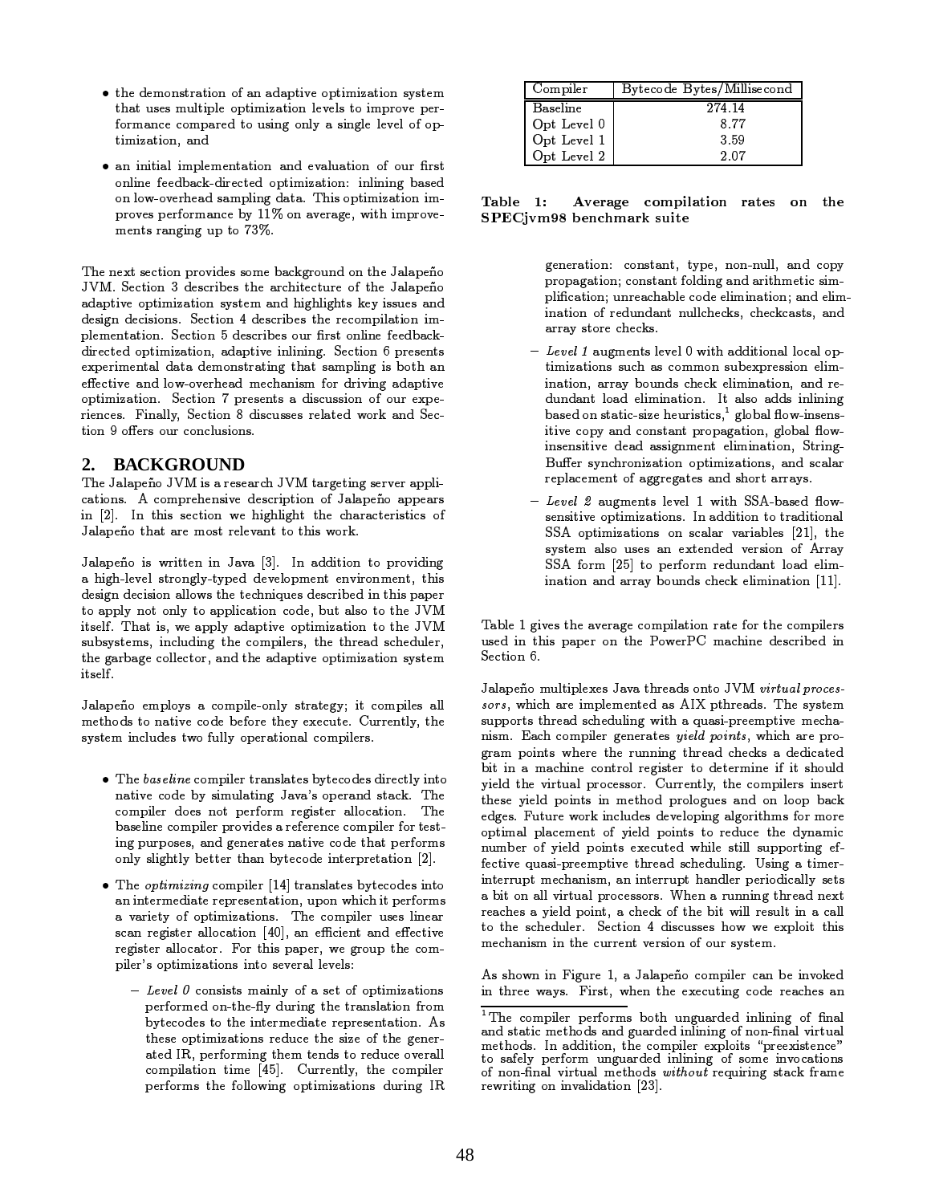- the demonstration of an adaptive optimization system that uses multiple optimization levels to improve performance compared to using only a single level of optimization, and
- an initial implementation and evaluation of our first online feedback-directed optimization: inlining based on low-overhead sampling data. This optimization improves performance by 11% on average, with improvements ranging up to 73%.

The next section provides some background on the Jalapeño JVM. Section 3 describes the architecture of the Jalapeño adaptive optimization system and highlights key issues and design decisions. Section 4 describes the recompilation implementation. Section 5 describes our first online feedback-directed optimization, adaptive inlining. Section 6 presents experimental data demonstrating that sampling is both an effective and low-overhead mechanism for driving adaptive optimization. Section 7 presents a discussion of our experiences. Finally, Section 8 discusses related work and Section 9 offers our conclusions.

## 2. BACKGROUND

The Jalapeño JVM is a research JVM targeting server applications. A comprehensive description of Jalapeño appears in [2]. In this section we highlight the characteristics of Jalapeño that are most relevant to this work.

Jalapeño is written in Java [3]. In addition to providing a high-level strongly-typed development environment, this design decision allows the techniques described in this paper to apply not only to application code, but also to the JVM itself. That is, we apply adaptive optimization to the JVM subsystems, including the compilers, the thread scheduler, the garbage collector, and the adaptive optimization system itself.

Jalapeño employs a compile-only strategy; it compiles all methods to native code before they execute. Currently, the system includes two fully operational compilers.

- The *baseline* compiler translates bytecodes directly into native code by simulating Java's operand stack. The compiler does not perform register allocation. The baseline compiler provides a reference compiler for testing purposes, and generates native code that performs only slightly better than bytecode interpretation [2].
- The *optimizing* compiler [14] translates bytecodes into an intermediate representation, upon which it performs a variety of optimizations. The compiler uses linear scan register allocation [40], an efficient and effective register allocator. For this paper, we group the compiler's optimizations into several levels:
  - *Level 0* consists mainly of a set of optimizations performed on-the-fly during the translation from bytecodes to the intermediate representation. As these optimizations reduce the size of the generated IR, performing them tends to reduce overall compilation time [45]. Currently, the compiler performs the following optimizations during IR generation: constant, type, non-null, and copy propagation; constant folding and arithmetic simplification; unreachable code elimination; and elimination of redundant nullchecks, checkcasts, and array store checks.
  - *Level 1* augments level 0 with additional local optimizations such as common subexpression elimination, array bounds check elimination, and redundant load elimination. It also adds inlining based on static-size heuristics,[1] global flow-insensitive copy and constant propagation, global flow-insensitive dead assignment elimination, StringBuffer synchronization optimizations, and scalar replacement of aggregates and short arrays.
  - *Level 2* augments level 1 with SSA-based flow-sensitive optimizations. In addition to traditional SSA optimizations on scalar variables [21], the system also uses an extended version of Array SSA form [25] to perform redundant load elimination and array bounds check elimination [11].

| Compiler | Bytecode Bytes/Millisecond |
|---|---|
| Baseline | 274.14 |
| Opt Level 0 | 8.77 |
| Opt Level 1 | 3.59 |
| Opt Level 2 | 2.07 |

**Table 1: Average compilation rates on the SPECjvm98 benchmark suite**

Table 1 gives the average compilation rate for the compilers used in this paper on the PowerPC machine described in Section 6.

Jalapeño multiplexes Java threads onto JVM *virtual processors*, which are implemented as AIX pthreads. The system supports thread scheduling with a quasi-preemptive mechanism. Each compiler generates *yield points*, which are program points where the running thread checks a dedicated bit in a machine control register to determine if it should yield the virtual processor. Currently, the compilers insert these yield points in method prologues and on loop back edges. Future work includes developing algorithms for more optimal placement of yield points to reduce the dynamic number of yield points executed while still supporting effective quasi-preemptive thread scheduling. Using a timer-interrupt mechanism, an interrupt handler periodically sets a bit on all virtual processors. When a running thread next reaches a yield point, a check of the bit will result in a call to the scheduler. Section 4 discusses how we exploit this mechanism in the current version of our system.

As shown in Figure 1, a Jalapeño compiler can be invoked in three ways. First, when the executing code reaches an

[1] The compiler performs both unguarded inlining of final and static methods and guarded inlining of non-final virtual methods. In addition, the compiler exploits "preexistence" to safely perform unguarded inlining of some invocations of non-final virtual methods *without* requiring stack frame rewriting on invalidation [23].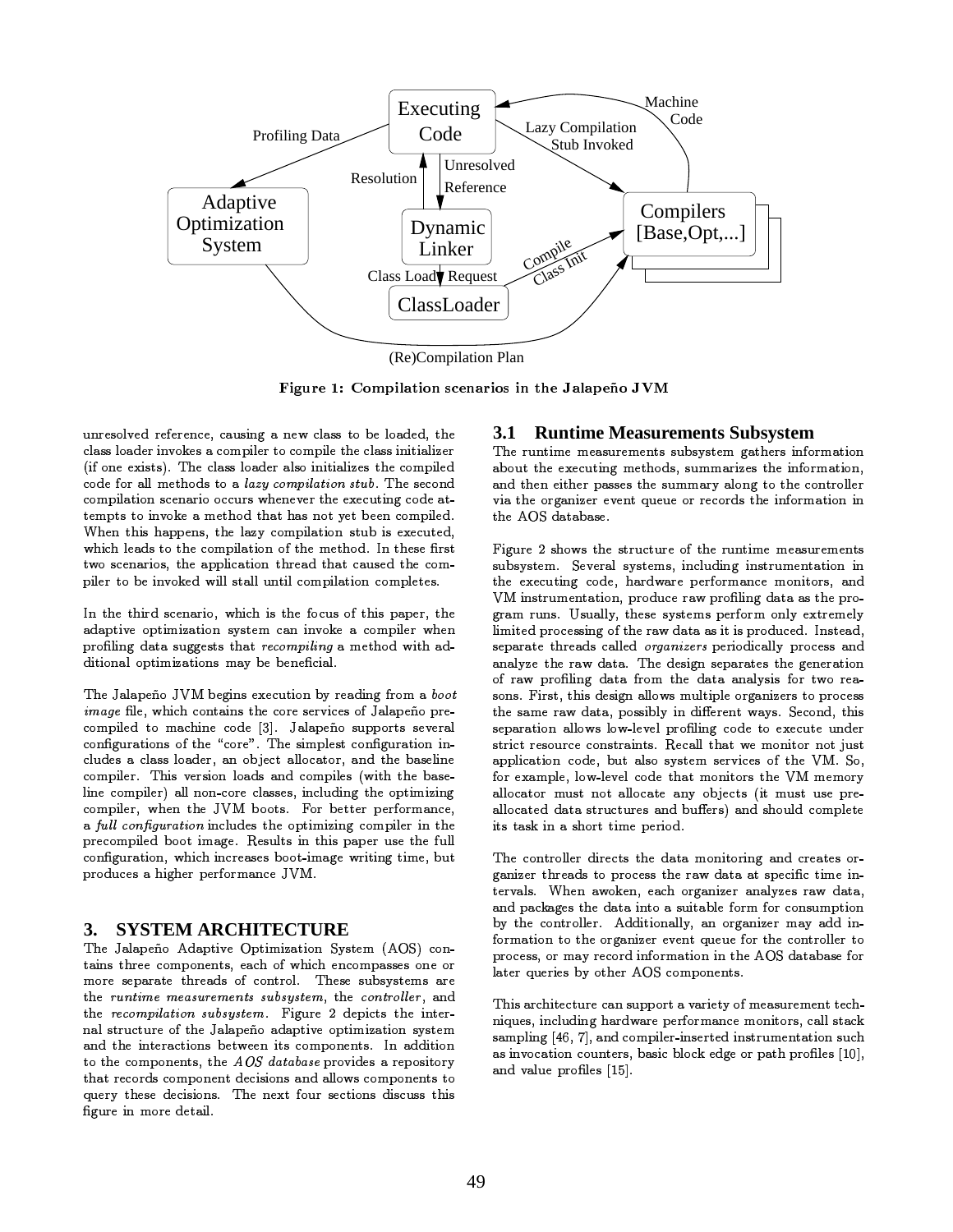Figure 1: Compilation scenarios in the Jalapeño JVM

unresolved reference, causing a new class to be loaded, the class loader invokes a compiler to compile the class initializer (if one exists). The class loader also initializes the compiled code for all methods to a *lazy compilation stub*. The second compilation scenario occurs whenever the executing code attempts to invoke a method that has not yet been compiled. When this happens, the lazy compilation stub is executed, which leads to the compilation of the method. In these first two scenarios, the application thread that caused the compiler to be invoked will stall until compilation completes.

In the third scenario, which is the focus of this paper, the adaptive optimization system can invoke a compiler when profiling data suggests that *recompiling* a method with additional optimizations may be beneficial.

The Jalapeño JVM begins execution by reading from a *boot image* file, which contains the core services of Jalapeño precompiled to machine code [3]. Jalapeño supports several configurations of the "core". The simplest configuration includes a class loader, an object allocator, and the baseline compiler. This version loads and compiles (with the baseline compiler) all non-core classes, including the optimizing compiler, when the JVM boots. For better performance, a *full configuration* includes the optimizing compiler in the precompiled boot image. Results in this paper use the full configuration, which increases boot-image writing time, but produces a higher performance JVM.

## 3. SYSTEM ARCHITECTURE

The Jalapeño Adaptive Optimization System (AOS) contains three components, each of which encompasses one or more separate threads of control. These subsystems are the *runtime measurements subsystem*, the *controller*, and the *recompilation subsystem*. Figure 2 depicts the internal structure of the Jalapeño adaptive optimization system and the interactions between its components. In addition to the components, the *AOS database* provides a repository that records component decisions and allows components to query these decisions. The next four sections discuss this figure in more detail.

### 3.1 Runtime Measurements Subsystem

The runtime measurements subsystem gathers information about the executing methods, summarizes the information, and then either passes the summary along to the controller via the organizer event queue or records the information in the AOS database.

Figure 2 shows the structure of the runtime measurements subsystem. Several systems, including instrumentation in the executing code, hardware performance monitors, and VM instrumentation, produce raw profiling data as the program runs. Usually, these systems perform only extremely limited processing of the raw data as it is produced. Instead, separate threads called *organizers* periodically process and analyze the raw data. The design separates the generation of raw profiling data from the data analysis for two reasons. First, this design allows multiple organizers to process the same raw data, possibly in different ways. Second, this separation allows low-level profiling code to execute under strict resource constraints. Recall that we monitor not just application code, but also system services of the VM. So, for example, low-level code that monitors the VM memory allocator must not allocate any objects (it must use preallocated data structures and buffers) and should complete its task in a short time period.

The controller directs the data monitoring and creates organizer threads to process the raw data at specific time intervals. When awoken, each organizer analyzes raw data, and packages the data into a suitable form for consumption by the controller. Additionally, an organizer may add information to the organizer event queue for the controller to process, or may record information in the AOS database for later queries by other AOS components.

This architecture can support a variety of measurement techniques, including hardware performance monitors, call stack sampling [46, 7], and compiler-inserted instrumentation such as invocation counters, basic block edge or path profiles [10], and value profiles [15].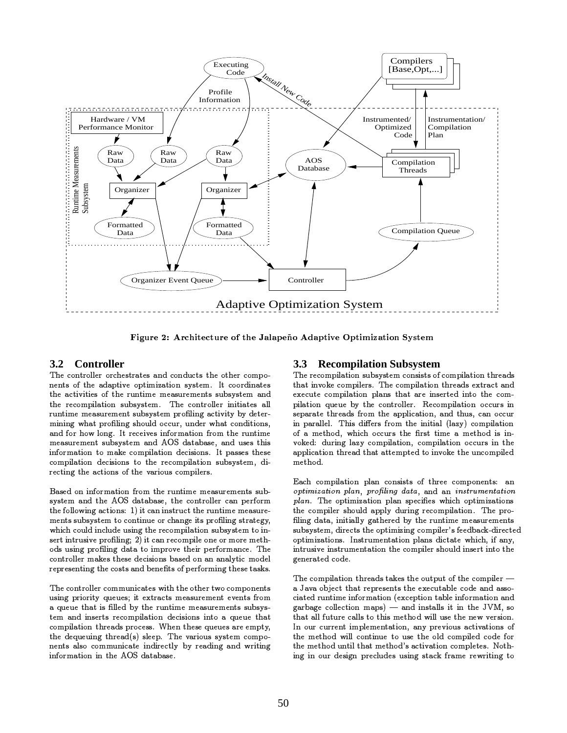Figure 2: Architecture of the Jalapeño Adaptive Optimization System

### 3.2 Controller

The controller orchestrates and conducts the other components of the adaptive optimization system. It coordinates the activities of the runtime measurements subsystem and the recompilation subsystem. The controller initiates all runtime measurement subsystem profiling activity by determining what profiling should occur, under what conditions, and for how long. It receives information from the runtime measurement subsystem and AOS database, and uses this information to make compilation decisions. It passes these compilation decisions to the recompilation subsystem, directing the actions of the various compilers.

Based on information from the runtime measurements subsystem and the AOS database, the controller can perform the following actions: 1) it can instruct the runtime measurements subsystem to continue or change its profiling strategy, which could include using the recompilation subsystem to insert intrusive profiling; 2) it can recompile one or more methods using profiling data to improve their performance. The controller makes these decisions based on an analytic model representing the costs and benefits of performing these tasks.

The controller communicates with the other two components using priority queues; it extracts measurement events from a queue that is filled by the runtime measurements subsystem and inserts recompilation decisions into a queue that compilation threads process. When these queues are empty, the dequeuing thread(s) sleep. The various system components also communicate indirectly by reading and writing information in the AOS database.

### 3.3 Recompilation Subsystem

The recompilation subsystem consists of compilation threads that invoke compilers. The compilation threads extract and execute compilation plans that are inserted into the compilation queue by the controller. Recompilation occurs in separate threads from the application, and thus, can occur in parallel. This differs from the initial (lazy) compilation of a method, which occurs the first time a method is invoked: during lazy compilation, compilation occurs in the application thread that attempted to invoke the uncompiled method.

Each compilation plan consists of three components: an *optimization plan*, *profiling data*, and an *instrumentation plan*. The optimization plan specifies which optimizations the compiler should apply during recompilation. The profiling data, initially gathered by the runtime measurements subsystem, directs the optimizing compiler's feedback-directed optimizations. Instrumentation plans dictate which, if any, intrusive instrumentation the compiler should insert into the generated code.

The compilation threads takes the output of the compiler — a Java object that represents the executable code and associated runtime information (exception table information and garbage collection maps) — and installs it in the JVM, so that all future calls to this method will use the new version. In our current implementation, any previous activations of the method will continue to use the old compiled code for the method until that method's activation completes. Nothing in our design precludes using stack frame rewriting to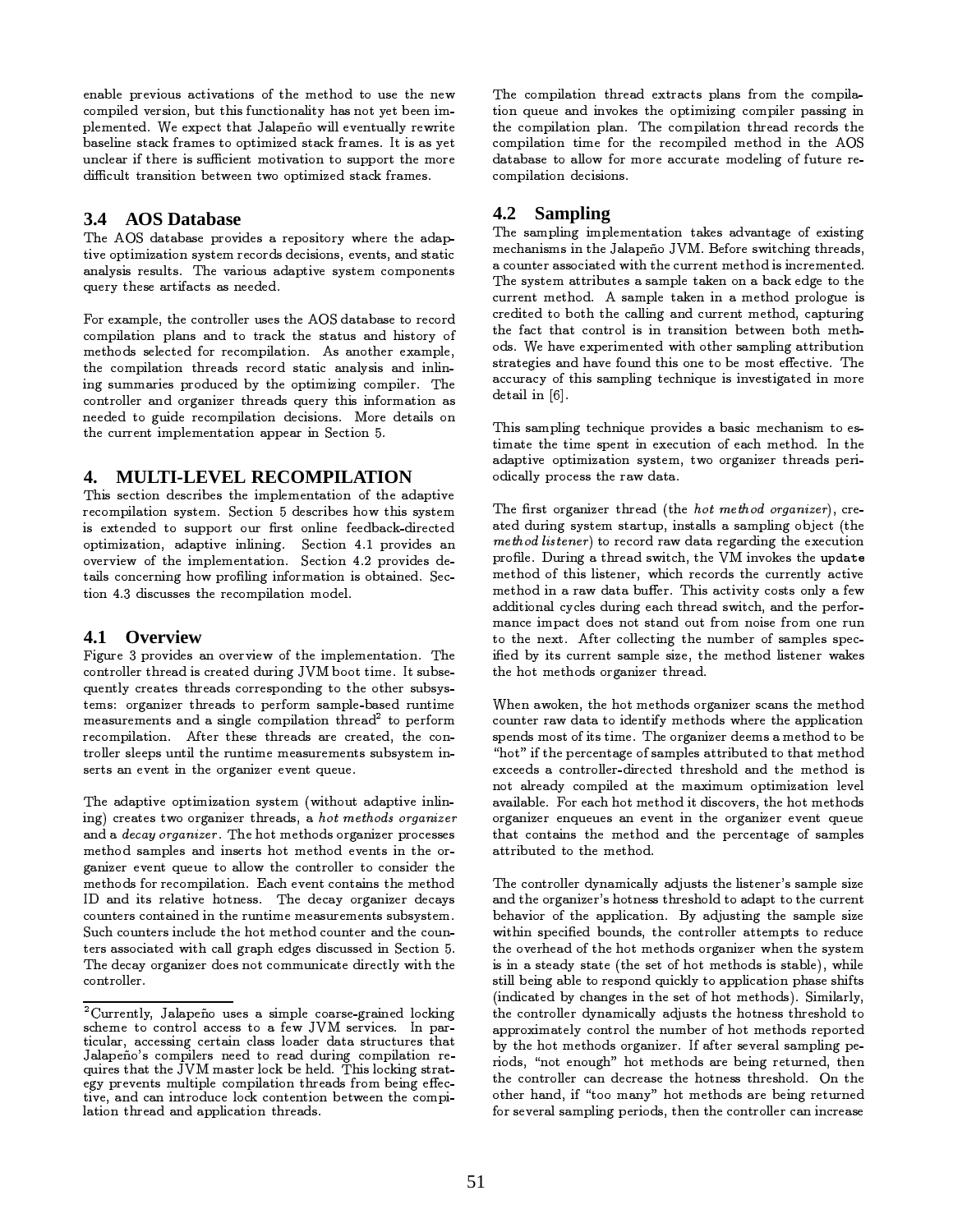enable previous activations of the method to use the new compiled version, but this functionality has not yet been implemented. We expect that Jalapeño will eventually rewrite baseline stack frames to optimized stack frames. It is as yet unclear if there is sufficient motivation to support the more difficult transition between two optimized stack frames.

### 3.4 AOS Database

The AOS database provides a repository where the adaptive optimization system records decisions, events, and static analysis results. The various adaptive system components query these artifacts as needed.

For example, the controller uses the AOS database to record compilation plans and to track the status and history of methods selected for recompilation. As another example, the compilation threads record static analysis and inlining summaries produced by the optimizing compiler. The controller and organizer threads query this information as needed to guide recompilation decisions. More details on the current implementation appear in Section 5.

## 4. MULTI-LEVEL RECOMPILATION

This section describes the implementation of the adaptive recompilation system. Section 5 describes how this system is extended to support our first online feedback-directed optimization, adaptive inlining. Section 4.1 provides an overview of the implementation. Section 4.2 provides details concerning how profiling information is obtained. Section 4.3 discusses the recompilation model.

### 4.1 Overview

Figure 3 provides an overview of the implementation. The controller thread is created during JVM boot time. It subsequently creates threads corresponding to the other subsystems: organizer threads to perform sample-based runtime measurements and a single compilation thread[2] to perform recompilation. After these threads are created, the controller sleeps until the runtime measurements subsystem inserts an event in the organizer event queue.

The adaptive optimization system (without adaptive inlining) creates two organizer threads, a *hot methods organizer* and a *decay organizer*. The hot methods organizer processes method samples and inserts hot method events in the organizer event queue to allow the controller to consider the methods for recompilation. Each event contains the method ID and its relative hotness. The decay organizer decays counters contained in the runtime measurements subsystem. Such counters include the hot method counter and the counters associated with call graph edges discussed in Section 5. The decay organizer does not communicate directly with the controller.

[2] Currently, Jalapeño uses a simple coarse-grained locking scheme to control access to a few JVM services. In particular, accessing certain class loader data structures that Jalapeño's compilers need to read during compilation requires that the JVM master lock be held. This locking strategy prevents multiple compilation threads from being effective, and can introduce lock contention between the compilation thread and application threads.

The compilation thread extracts plans from the compilation queue and invokes the optimizing compiler passing in the compilation plan. The compilation thread records the compilation time for the recompiled method in the AOS database to allow for more accurate modeling of future recompilation decisions.

### 4.2 Sampling

The sampling implementation takes advantage of existing mechanisms in the Jalapeño JVM. Before switching threads, a counter associated with the current method is incremented. The system attributes a sample taken on a back edge to the current method. A sample taken in a method prologue is credited to both the calling and current method, capturing the fact that control is in transition between both methods. We have experimented with other sampling attribution strategies and have found this one to be most effective. The accuracy of this sampling technique is investigated in more detail in [6].

This sampling technique provides a basic mechanism to estimate the time spent in execution of each method. In the adaptive optimization system, two organizer threads periodically process the raw data.

The first organizer thread (the *hot method organizer*), created during system startup, installs a sampling object (the *method listener*) to record raw data regarding the execution profile. During a thread switch, the VM invokes the `update` method of this listener, which records the currently active method in a raw data buffer. This activity costs only a few additional cycles during each thread switch, and the performance impact does not stand out from noise from one run to the next. After collecting the number of samples specified by its current sample size, the method listener wakes the hot methods organizer thread.

When awoken, the hot methods organizer scans the method counter raw data to identify methods where the application spends most of its time. The organizer deems a method to be "hot" if the percentage of samples attributed to that method exceeds a controller-directed threshold and the method is not already compiled at the maximum optimization level available. For each hot method it discovers, the hot methods organizer enqueues an event in the organizer event queue that contains the method and the percentage of samples attributed to the method.

The controller dynamically adjusts the listener's sample size and the organizer's hotness threshold to adapt to the current behavior of the application. By adjusting the sample size within specified bounds, the controller attempts to reduce the overhead of the hot methods organizer when the system is in a steady state (the set of hot methods is stable), while still being able to respond quickly to application phase shifts (indicated by changes in the set of hot methods). Similarly, the controller dynamically adjusts the hotness threshold to approximately control the number of hot methods reported by the hot methods organizer. If after several sampling periods, "not enough" hot methods are being returned, then the controller can decrease the hotness threshold. On the other hand, if "too many" hot methods are being returned for several sampling periods, then the controller can increase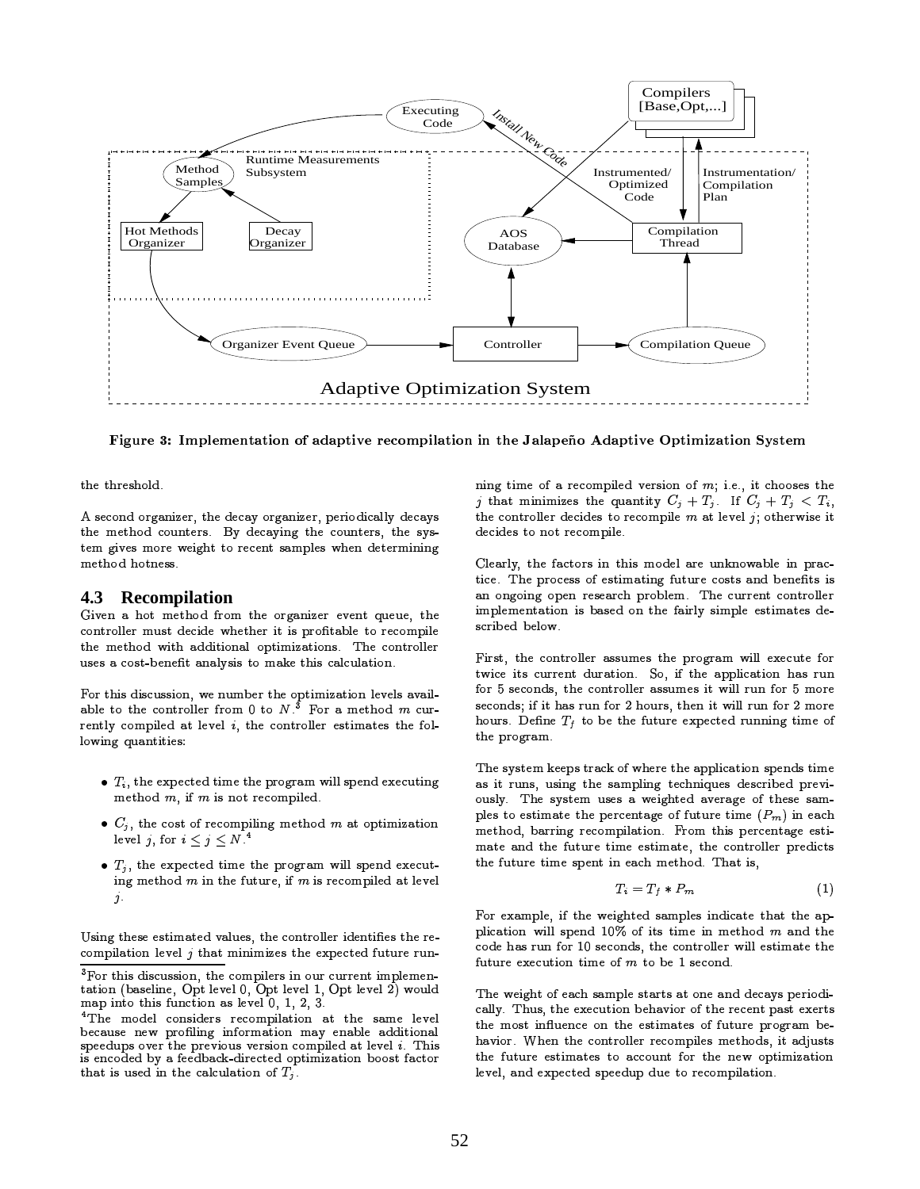Figure 3: Implementation of adaptive recompilation in the Jalapeño Adaptive Optimization System

the threshold.

A second organizer, the decay organizer, periodically decays the method counters. By decaying the counters, the system gives more weight to recent samples when determining method hotness.

## 4.3 Recompilation

Given a hot method from the organizer event queue, the controller must decide whether it is profitable to recompile the method with additional optimizations. The controller uses a cost-benefit analysis to make this calculation.

For this discussion, we number the optimization levels available to the controller from 0 to $N$.[3] For a method $m$ currently compiled at level $i$, the controller estimates the following quantities:

- $T_i$, the expected time the program will spend executing method $m$, if $m$ is not recompiled.
- $C_j$, the cost of recompiling method $m$ at optimization level $j$, for $i \leq j \leq N$.[4]
- $T_j$, the expected time the program will spend executing method $m$ in the future, if $m$ is recompiled at level $j$.

Using these estimated values, the controller identifies the recompilation level $j$ that minimizes the expected future running time of a recompiled version of $m$; i.e., it chooses the $j$ that minimizes the quantity $C_j + T_j$. If $C_j + T_j < T_i$, the controller decides to recompile $m$ at level $j$; otherwise it decides to not recompile.

Clearly, the factors in this model are unknowable in practice. The process of estimating future costs and benefits is an ongoing open research problem. The current controller implementation is based on the fairly simple estimates described below.

First, the controller assumes the program will execute for twice its current duration. So, if the application has run for 5 seconds, the controller assumes it will run for 5 more seconds; if it has run for 2 hours, then it will run for 2 more hours. Define $T_f$ to be the future expected running time of the program.

The system keeps track of where the application spends time as it runs, using the sampling techniques described previously. The system uses a weighted average of these samples to estimate the percentage of future time ($P_m$) in each method, barring recompilation. From this percentage estimate and the future time estimate, the controller predicts the future time spent in each method. That is,

$$T_i = T_f * P_m \tag{1}$$

For example, if the weighted samples indicate that the application will spend 10% of its time in method $m$ and the code has run for 10 seconds, the controller will estimate the future execution time of $m$ to be 1 second.

The weight of each sample starts at one and decays periodically. Thus, the execution behavior of the recent past exerts the most influence on the estimates of future program behavior. When the controller recompiles methods, it adjusts the future estimates to account for the new optimization level, and expected speedup due to recompilation.

[3] For this discussion, the compilers in our current implementation (baseline, Opt level 0, Opt level 1, Opt level 2) would map into this function as level 0, 1, 2, 3.

[4] The model considers recompilation at the same level because new profiling information may enable additional speedups over the previous version compiled at level $i$. This is encoded by a feedback-directed optimization boost factor that is used in the calculation of $T_j$.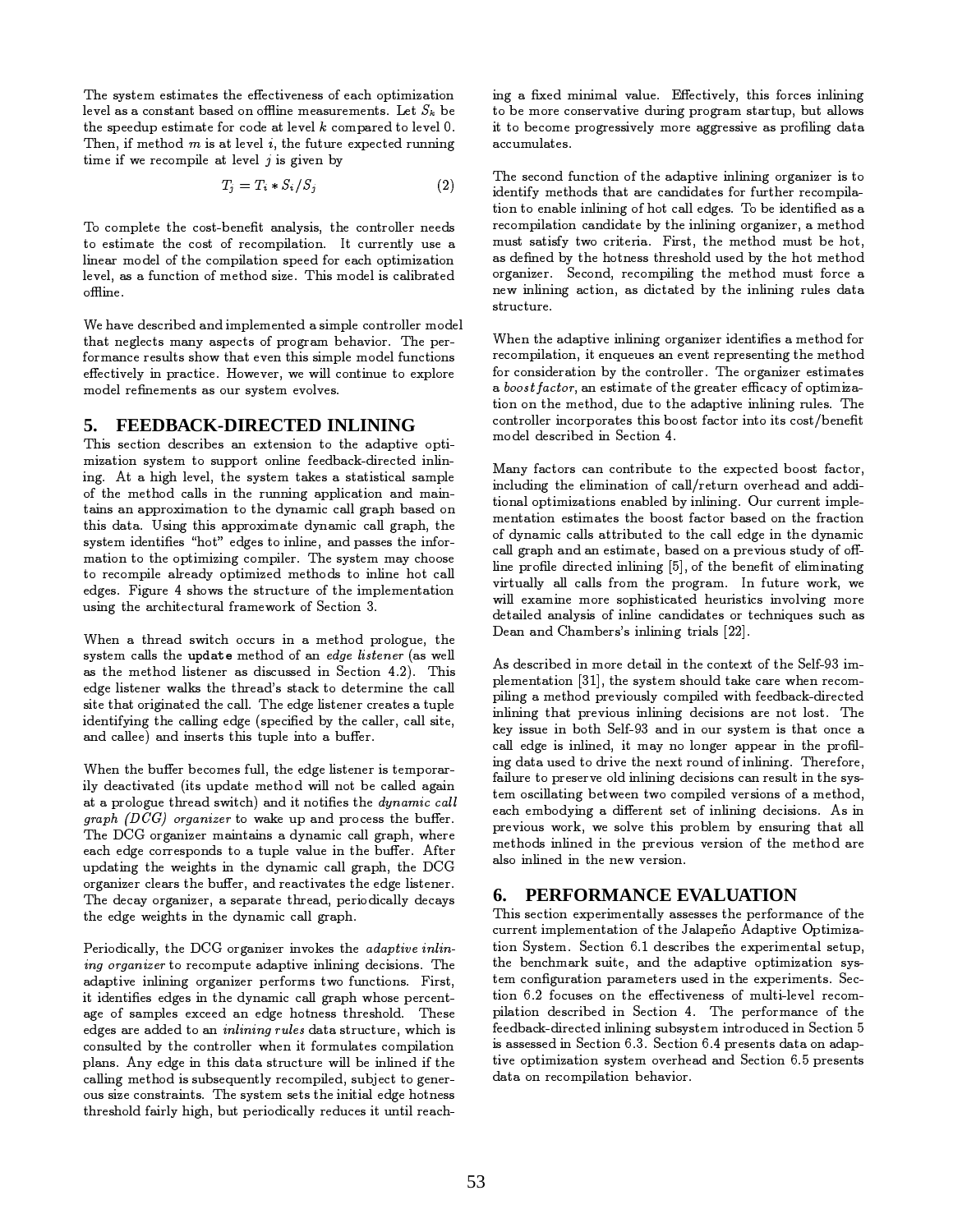The system estimates the effectiveness of each optimization level as a constant based on offline measurements. Let $S_k$ be the speedup estimate for code at level $k$ compared to level 0. Then, if method $m$ is at level $i$, the future expected running time if we recompile at level $j$ is given by

$$T_j = T_i * S_i / S_j \tag{2}$$

To complete the cost-benefit analysis, the controller needs to estimate the cost of recompilation. It currently use a linear model of the compilation speed for each optimization level, as a function of method size. This model is calibrated offline.

We have described and implemented a simple controller model that neglects many aspects of program behavior. The performance results show that even this simple model functions effectively in practice. However, we will continue to explore model refinements as our system evolves.

## 5. FEEDBACK-DIRECTED INLINING

This section describes an extension to the adaptive optimization system to support online feedback-directed inlining. At a high level, the system takes a statistical sample of the method calls in the running application and maintains an approximation to the dynamic call graph based on this data. Using this approximate dynamic call graph, the system identifies "hot" edges to inline, and passes the information to the optimizing compiler. The system may choose to recompile already optimized methods to inline hot call edges. Figure 4 shows the structure of the implementation using the architectural framework of Section 3.

When a thread switch occurs in a method prologue, the system calls the `update` method of an *edge listener* (as well as the method listener as discussed in Section 4.2). This edge listener walks the thread's stack to determine the call site that originated the call. The edge listener creates a tuple identifying the calling edge (specified by the caller, call site, and callee) and inserts this tuple into a buffer.

When the buffer becomes full, the edge listener is temporarily deactivated (its update method will not be called again at a prologue thread switch) and it notifies the *dynamic call graph (DCG) organizer* to wake up and process the buffer. The DCG organizer maintains a dynamic call graph, where each edge corresponds to a tuple value in the buffer. After updating the weights in the dynamic call graph, the DCG organizer clears the buffer, and reactivates the edge listener. The decay organizer, a separate thread, periodically decays the edge weights in the dynamic call graph.

Periodically, the DCG organizer invokes the *adaptive inlining organizer* to recompute adaptive inlining decisions. The adaptive inlining organizer performs two functions. First, it identifies edges in the dynamic call graph whose percentage of samples exceed an edge hotness threshold. These edges are added to an *inlining rules* data structure, which is consulted by the controller when it formulates compilation plans. Any edge in this data structure will be inlined if the calling method is subsequently recompiled, subject to generous size constraints. The system sets the initial edge hotness threshold fairly high, but periodically reduces it until reaching a fixed minimal value. Effectively, this forces inlining to be more conservative during program startup, but allows it to become progressively more aggressive as profiling data accumulates.

The second function of the adaptive inlining organizer is to identify methods that are candidates for further recompilation to enable inlining of hot call edges. To be identified as a recompilation candidate by the inlining organizer, a method must satisfy two criteria. First, the method must be hot, as defined by the hotness threshold used by the hot method organizer. Second, recompiling the method must force a new inlining action, as dictated by the inlining rules data structure.

When the adaptive inlining organizer identifies a method for recompilation, it enqueues an event representing the method for consideration by the controller. The organizer estimates a *boost factor*, an estimate of the greater efficacy of optimization on the method, due to the adaptive inlining rules. The controller incorporates this boost factor into its cost/benefit model described in Section 4.

Many factors can contribute to the expected boost factor, including the elimination of call/return overhead and additional optimizations enabled by inlining. Our current implementation estimates the boost factor based on the fraction of dynamic calls attributed to the call edge in the dynamic call graph and an estimate, based on a previous study of offline profile directed inlining [5], of the benefit of eliminating virtually all calls from the program. In future work, we will examine more sophisticated heuristics involving more detailed analysis of inline candidates or techniques such as Dean and Chambers's inlining trials [22].

As described in more detail in the context of the Self-93 implementation [31], the system should take care when recompiling a method previously compiled with feedback-directed inlining that previous inlining decisions are not lost. The key issue in both Self-93 and in our system is that once a call edge is inlined, it may no longer appear in the profiling data used to drive the next round of inlining. Therefore, failure to preserve old inlining decisions can result in the system oscillating between two compiled versions of a method, each embodying a different set of inlining decisions. As in previous work, we solve this problem by ensuring that all methods inlined in the previous version of the method are also inlined in the new version.

## 6. PERFORMANCE EVALUATION

This section experimentally assesses the performance of the current implementation of the Jalapeño Adaptive Optimization System. Section 6.1 describes the experimental setup, the benchmark suite, and the adaptive optimization system configuration parameters used in the experiments. Section 6.2 focuses on the effectiveness of multi-level recompilation described in Section 4. The performance of the feedback-directed inlining subsystem introduced in Section 5 is assessed in Section 6.3. Section 6.4 presents data on adaptive optimization system overhead and Section 6.5 presents data on recompilation behavior.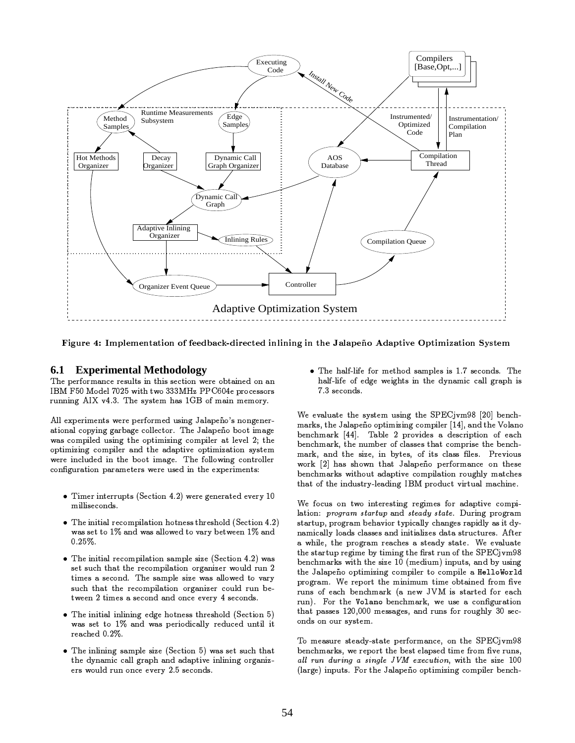Figure 4: Implementation of feedback-directed inlining in the Jalapeño Adaptive Optimization System

### 6.1 Experimental Methodology

The performance results in this section were obtained on an IBM F50 Model 7025 with two 333MHz PPC604e processors running AIX v4.3. The system has 1GB of main memory.

All experiments were performed using Jalapeño's nongenerational copying garbage collector. The Jalapeño boot image was compiled using the optimizing compiler at level 2; the optimizing compiler and the adaptive optimization system were included in the boot image. The following controller configuration parameters were used in the experiments:

- Timer interrupts (Section 4.2) were generated every 10 milliseconds.
- The initial recompilation hotness threshold (Section 4.2) was set to 1% and was allowed to vary between 1% and 0.25%.
- The initial recompilation sample size (Section 4.2) was set such that the recompilation organizer would run 2 times a second. The sample size was allowed to vary such that the recompilation organizer could run between 2 times a second and once every 4 seconds.
- The initial inlining edge hotness threshold (Section 5) was set to 1% and was periodically reduced until it reached 0.2%.
- The inlining sample size (Section 5) was set such that the dynamic call graph and adaptive inlining organizers would run once every 2.5 seconds.
- The half-life for method samples is 1.7 seconds. The half-life of edge weights in the dynamic call graph is 7.3 seconds.

We evaluate the system using the SPECjvm98 [20] benchmarks, the Jalapeño optimizing compiler [14], and the Volano benchmark [44]. Table 2 provides a description of each benchmark, the number of classes that comprise the benchmark, and the size, in bytes, of its class files. Previous work [2] has shown that Jalapeño performance on these benchmarks without adaptive compilation roughly matches that of the industry-leading IBM product virtual machine.

We focus on two interesting regimes for adaptive compilation: *program startup* and *steady state*. During program startup, program behavior typically changes rapidly as it dynamically loads classes and initializes data structures. After a while, the program reaches a steady state. We evaluate the startup regime by timing the first run of the SPECjvm98 benchmarks with the size 10 (medium) inputs, and by using the Jalapeño optimizing compiler to compile a `HelloWorld` program. We report the minimum time obtained from five runs of each benchmark (a new JVM is started for each run). For the `Volano` benchmark, we use a configuration that passes 120,000 messages, and runs for roughly 30 seconds on our system.

To measure steady-state performance, on the SPECjvm98 benchmarks, we report the best elapsed time from five runs, *all run during a single JVM execution*, with the size 100 (large) inputs. For the Jalapeño optimizing compiler bench-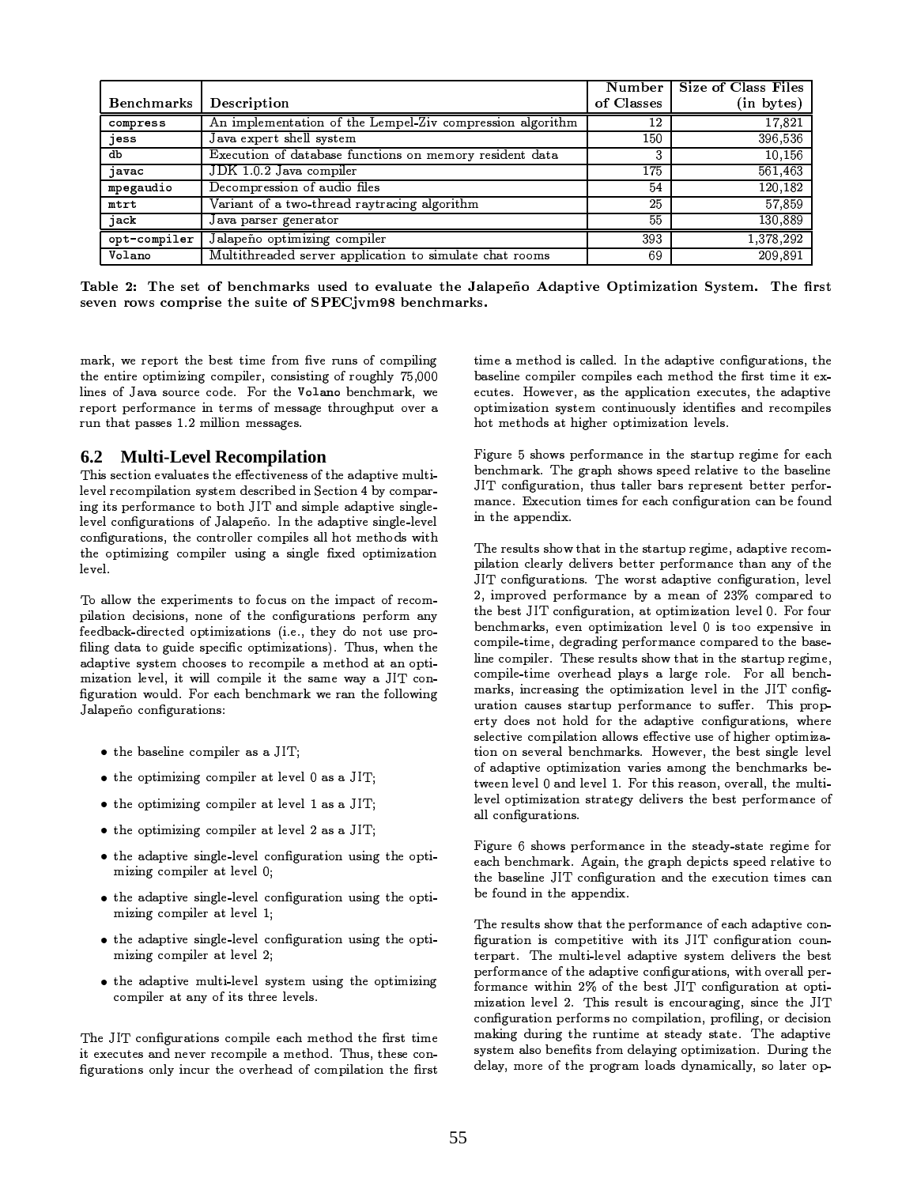| Benchmarks | Description | Number of Classes | Size of Class Files (in bytes) |
|---|---|---|---|
| `compress` | An implementation of the Lempel-Ziv compression algorithm | 12 | 17,821 |
| `jess` | Java expert shell system | 150 | 396,536 |
| `db` | Execution of database functions on memory resident data | 3 | 10,156 |
| `javac` | JDK 1.0.2 Java compiler | 175 | 561,463 |
| `mpegaudio` | Decompression of audio files | 54 | 120,182 |
| `mtrt` | Variant of a two-thread raytracing algorithm | 25 | 57,859 |
| `jack` | Java parser generator | 55 | 130,889 |
| `opt-compiler` | Jalapeño optimizing compiler | 393 | 1,378,292 |
| `Volano` | Multithreaded server application to simulate chat rooms | 69 | 209,891 |

**Table 2: The set of benchmarks used to evaluate the Jalapeño Adaptive Optimization System. The first seven rows comprise the suite of SPECjvm98 benchmarks.**

mark, we report the best time from five runs of compiling the entire optimizing compiler, consisting of roughly 75,000 lines of Java source code. For the `Volano` benchmark, we report performance in terms of message throughput over a run that passes 1.2 million messages.

## 6.2 Multi-Level Recompilation

This section evaluates the effectiveness of the adaptive multi-level recompilation system described in Section 4 by comparing its performance to both JIT and simple adaptive single-level configurations of Jalapeño. In the adaptive single-level configurations, the controller compiles all hot methods with the optimizing compiler using a single fixed optimization level.

To allow the experiments to focus on the impact of recompilation decisions, none of the configurations perform any feedback-directed optimizations (i.e., they do not use profiling data to guide specific optimizations). Thus, when the adaptive system chooses to recompile a method at an optimization level, it will compile it the same way a JIT configuration would. For each benchmark we ran the following Jalapeño configurations:

- the baseline compiler as a JIT;
- the optimizing compiler at level 0 as a JIT;
- the optimizing compiler at level 1 as a JIT;
- the optimizing compiler at level 2 as a JIT;
- the adaptive single-level configuration using the optimizing compiler at level 0;
- the adaptive single-level configuration using the optimizing compiler at level 1;
- the adaptive single-level configuration using the optimizing compiler at level 2;
- the adaptive multi-level system using the optimizing compiler at any of its three levels.

The JIT configurations compile each method the first time it executes and never recompile a method. Thus, these configurations only incur the overhead of compilation the first time a method is called. In the adaptive configurations, the baseline compiler compiles each method the first time it executes. However, as the application executes, the adaptive optimization system continuously identifies and recompiles hot methods at higher optimization levels.

Figure 5 shows performance in the startup regime for each benchmark. The graph shows speed relative to the baseline JIT configuration, thus taller bars represent better performance. Execution times for each configuration can be found in the appendix.

The results show that in the startup regime, adaptive recompilation clearly delivers better performance than any of the JIT configurations. The worst adaptive configuration, level 2, improved performance by a mean of 23% compared to the best JIT configuration, at optimization level 0. For four benchmarks, even optimization level 0 is too expensive in compile-time, degrading performance compared to the baseline compiler. These results show that in the startup regime, compile-time overhead plays a large role. For all benchmarks, increasing the optimization level in the JIT configuration causes startup performance to suffer. This property does not hold for the adaptive configurations, where selective compilation allows effective use of higher optimization on several benchmarks. However, the best single level of adaptive optimization varies among the benchmarks between level 0 and level 1. For this reason, overall, the multi-level optimization strategy delivers the best performance of all configurations.

Figure 6 shows performance in the steady-state regime for each benchmark. Again, the graph depicts speed relative to the baseline JIT configuration and the execution times can be found in the appendix.

The results show that the performance of each adaptive configuration is competitive with its JIT configuration counterpart. The multi-level adaptive system delivers the best performance of the adaptive configurations, with overall performance within 2% of the best JIT configuration at optimization level 2. This result is encouraging, since the JIT configuration performs no compilation, profiling, or decision making during the runtime at steady state. The adaptive system also benefits from delaying optimization. During the delay, more of the program loads dynamically, so later op-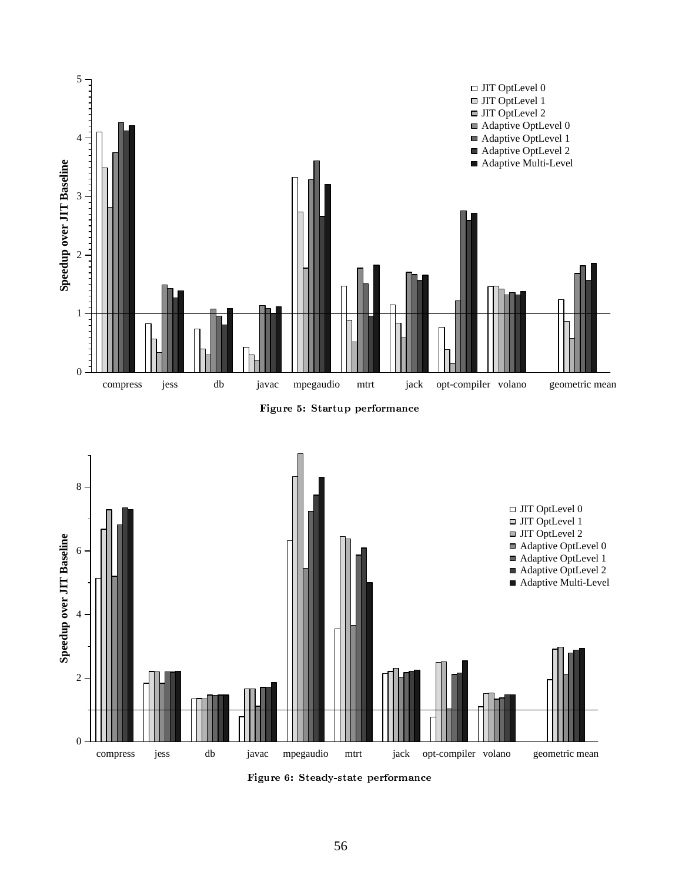Figure 5: Startup performance

Figure 6: Steady-state performance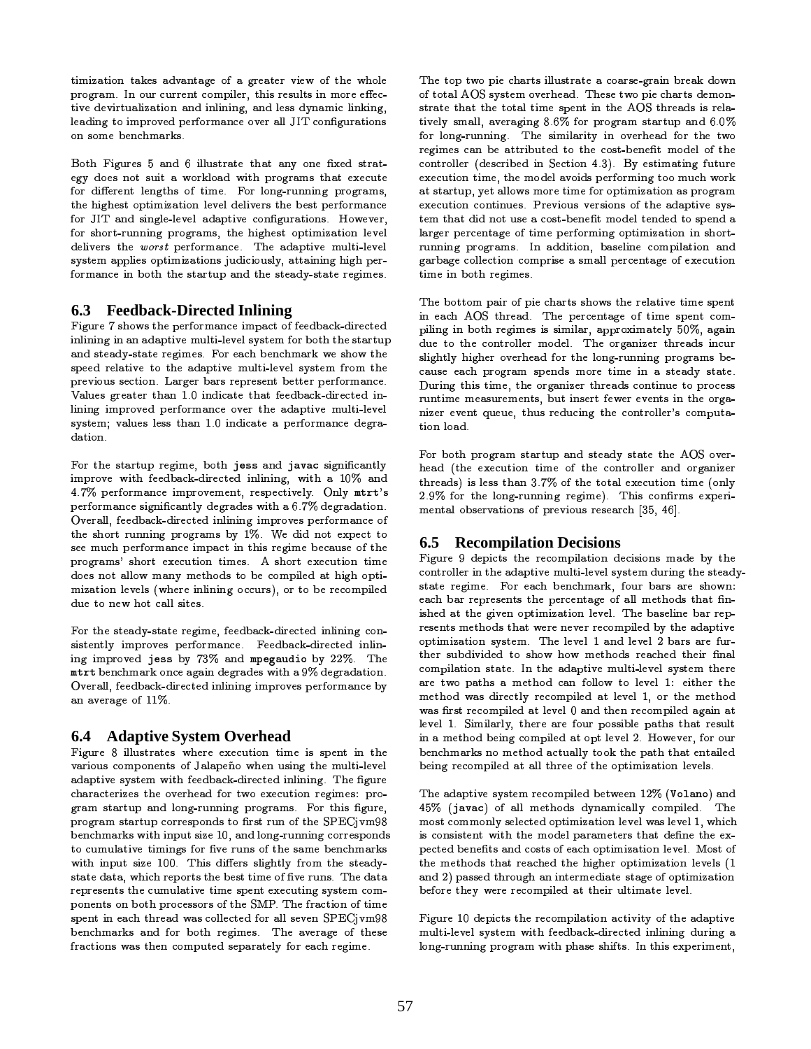timization takes advantage of a greater view of the whole program. In our current compiler, this results in more effective devirtualization and inlining, and less dynamic linking, leading to improved performance over all JIT configurations on some benchmarks.

Both Figures 5 and 6 illustrate that any one fixed strategy does not suit a workload with programs that execute for different lengths of time. For long-running programs, the highest optimization level delivers the best performance for JIT and single-level adaptive configurations. However, for short-running programs, the highest optimization level delivers the *worst* performance. The adaptive multi-level system applies optimizations judiciously, attaining high performance in both the startup and the steady-state regimes.

## 6.3 Feedback-Directed Inlining

Figure 7 shows the performance impact of feedback-directed inlining in an adaptive multi-level system for both the startup and steady-state regimes. For each benchmark we show the speed relative to the adaptive multi-level system from the previous section. Larger bars represent better performance. Values greater than 1.0 indicate that feedback-directed inlining improved performance over the adaptive multi-level system; values less than 1.0 indicate a performance degradation.

For the startup regime, both **jess** and **javac** significantly improve with feedback-directed inlining, with a 10% and 4.7% performance improvement, respectively. Only `mtrt`'s performance significantly degrades with a 6.7% degradation. Overall, feedback-directed inlining improves performance of the short running programs by 1%. We did not expect to see much performance impact in this regime because of the programs' short execution times. A short execution time does not allow many methods to be compiled at high optimization levels (where inlining occurs), or to be recompiled due to new hot call sites.

For the steady-state regime, feedback-directed inlining consistently improves performance. Feedback-directed inlining improved **jess** by 73% and **mpegaudio** by 22%. The **mtrt** benchmark once again degrades with a 9% degradation. Overall, feedback-directed inlining improves performance by an average of 11%.

## 6.4 Adaptive System Overhead

Figure 8 illustrates where execution time is spent in the various components of Jalapeño when using the multi-level adaptive system with feedback-directed inlining. The figure characterizes the overhead for two execution regimes: program startup and long-running programs. For this figure, program startup corresponds to first run of the SPECjvm98 benchmarks with input size 10, and long-running corresponds to cumulative timings for five runs of the same benchmarks with input size 100. This differs slightly from the steady-state data, which reports the best time of five runs. The data represents the cumulative time spent executing system components on both processors of the SMP. The fraction of time spent in each thread was collected for all seven SPECjvm98 benchmarks and for both regimes. The average of these fractions was then computed separately for each regime.

The top two pie charts illustrate a coarse-grain break down of total AOS system overhead. These two pie charts demonstrate that the total time spent in the AOS threads is relatively small, averaging 8.6% for program startup and 6.0% for long-running. The similarity in overhead for the two regimes can be attributed to the cost-benefit model of the controller (described in Section 4.3). By estimating future execution time, the model avoids performing too much work at startup, yet allows more time for optimization as program execution continues. Previous versions of the adaptive system that did not use a cost-benefit model tended to spend a larger percentage of time performing optimization in short-running programs. In addition, baseline compilation and garbage collection comprise a small percentage of execution time in both regimes.

The bottom pair of pie charts shows the relative time spent in each AOS thread. The percentage of time spent compiling in both regimes is similar, approximately 50%, again due to the controller model. The organizer threads incur slightly higher overhead for the long-running programs because each program spends more time in a steady state. During this time, the organizer threads continue to process runtime measurements, but insert fewer events in the organizer event queue, thus reducing the controller's computation load.

For both program startup and steady state the AOS overhead (the execution time of the controller and organizer threads) is less than 3.7% of the total execution time (only 2.9% for the long-running regime). This confirms experimental observations of previous research [35, 46].

## 6.5 Recompilation Decisions

Figure 9 depicts the recompilation decisions made by the controller in the adaptive multi-level system during the steady-state regime. For each benchmark, four bars are shown: each bar represents the percentage of all methods that finished at the given optimization level. The baseline bar represents methods that were never recompiled by the adaptive optimization system. The level 1 and level 2 bars are further subdivided to show how methods reached their final compilation state. In the adaptive multi-level system there are two paths a method can follow to level 1: either the method was directly recompiled at level 1, or the method was first recompiled at level 0 and then recompiled again at level 1. Similarly, there are four possible paths that result in a method being compiled at opt level 2. However, for our benchmarks no method actually took the path that entailed being recompiled at all three of the optimization levels.

The adaptive system recompiled between 12% (**Volano**) and 45% (**javac**) of all methods dynamically compiled. The most commonly selected optimization level was level 1, which is consistent with the model parameters that define the expected benefits and costs of each optimization level. Most of the methods that reached the higher optimization levels (1 and 2) passed through an intermediate stage of optimization before they were recompiled at their ultimate level.

Figure 10 depicts the recompilation activity of the adaptive multi-level system with feedback-directed inlining during a long-running program with phase shifts. In this experiment,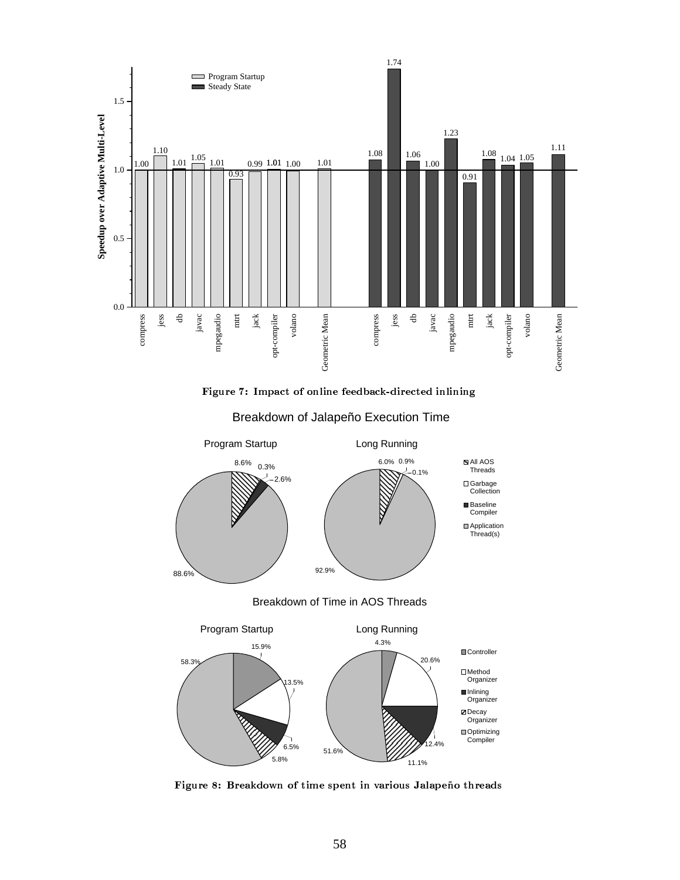Figure 7: Impact of online feedback-directed inlining

Figure 8: Breakdown of time spent in various Jalapeño threads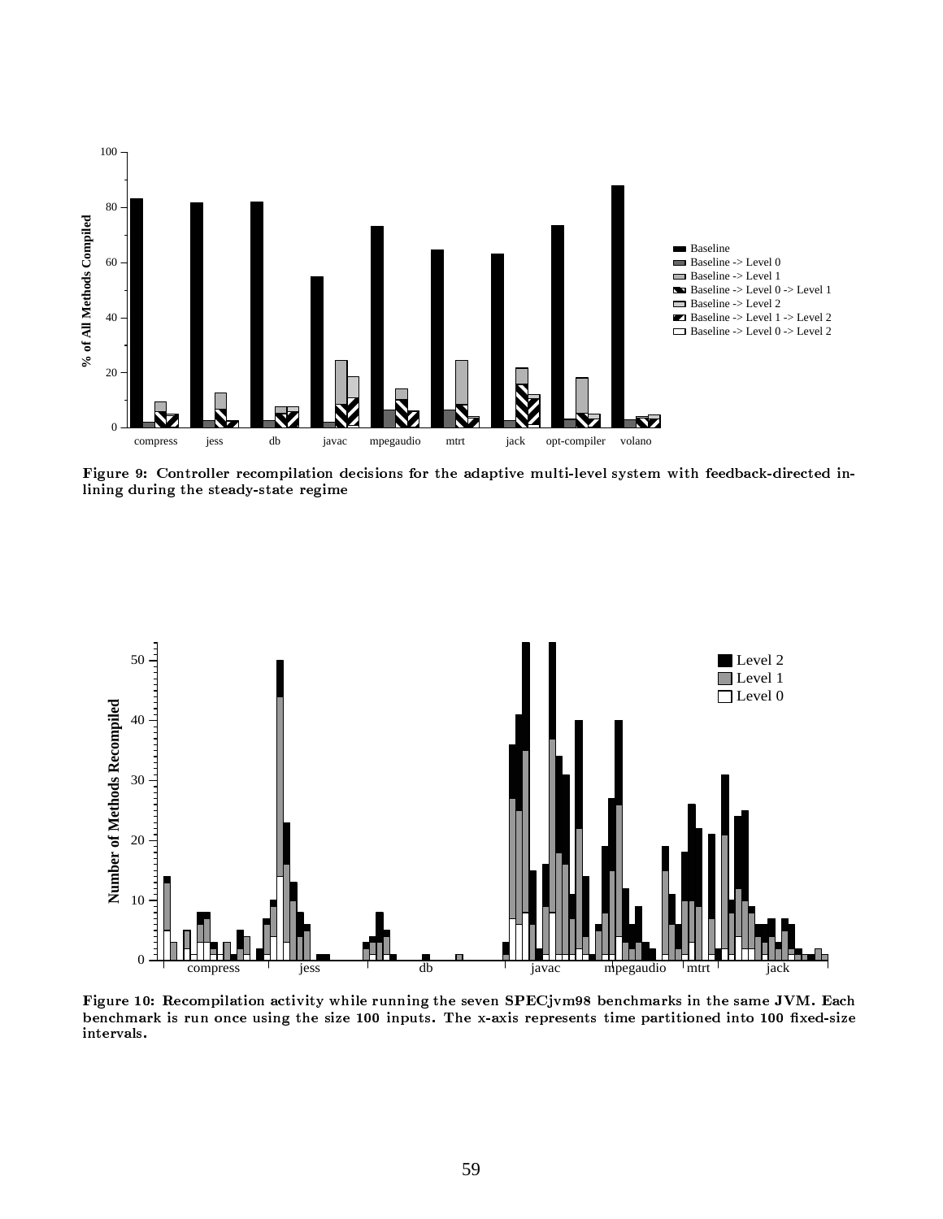Figure 9: Controller recompilation decisions for the adaptive multi-level system with feedback-directed inlining during the steady-state regime

Figure 10: Recompilation activity while running the seven SPECjvm98 benchmarks in the same JVM. Each benchmark is run once using the size 100 inputs. The x-axis represents time partitioned into 100 fixed-size intervals.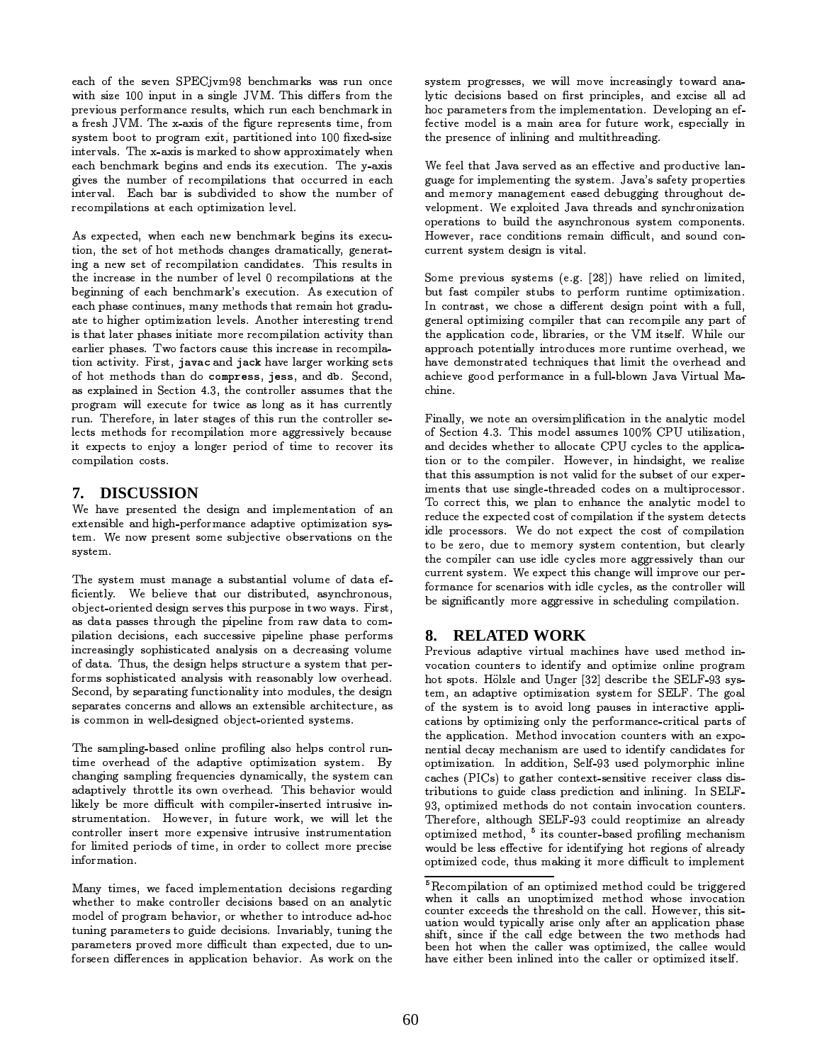each of the seven SPECjvm98 benchmarks was run once with size 100 input in a single JVM. This differs from the previous performance results, which run each benchmark in a fresh JVM. The x-axis of the figure represents time, from system boot to program exit, partitioned into 100 fixed-size intervals. The x-axis is marked to show approximately when each benchmark begins and ends its execution. The y-axis gives the number of recompilations that occurred in each interval. Each bar is subdivided to show the number of recompilations at each optimization level.

As expected, when each new benchmark begins its execution, the set of hot methods changes dramatically, generating a new set of recompilation candidates. This results in the increase in the number of level 0 recompilations at the beginning of each benchmark's execution. As execution of each phase continues, many methods that remain hot graduate to higher optimization levels. Another interesting trend is that later phases initiate more recompilation activity than earlier phases. Two factors cause this increase in recompilation activity. First, **javac** and **jack** have larger working sets of hot methods than do **compress**, **jess**, and **db**. Second, as explained in Section 4.3, the controller assumes that the program will execute for twice as long as it has currently run. Therefore, in later stages of this run the controller selects methods for recompilation more aggressively because it expects to enjoy a longer period of time to recover its compilation costs.

## 7. DISCUSSION

We have presented the design and implementation of an extensible and high-performance adaptive optimization system. We now present some subjective observations on the system.

The system must manage a substantial volume of data efficiently. We believe that our distributed, asynchronous, object-oriented design serves this purpose in two ways. First, as data passes through the pipeline from raw data to compilation decisions, each successive pipeline phase performs increasingly sophisticated analysis on a decreasing volume of data. Thus, the design helps structure a system that performs sophisticated analysis with reasonably low overhead. Second, by separating functionality into modules, the design separates concerns and allows an extensible architecture, as is common in well-designed object-oriented systems.

The sampling-based online profiling also helps control runtime overhead of the adaptive optimization system. By changing sampling frequencies dynamically, the system can adaptively throttle its own overhead. This behavior would likely be more difficult with compiler-inserted intrusive instrumentation. However, in future work, we will let the controller insert more expensive intrusive instrumentation for limited periods of time, in order to collect more precise information.

Many times, we faced implementation decisions regarding whether to make controller decisions based on an analytic model of program behavior, or whether to introduce ad-hoc tuning parameters to guide decisions. Invariably, tuning the parameters proved more difficult than expected, due to unforseen differences in application behavior. As work on the system progresses, we will move increasingly toward analytic decisions based on first principles, and excise all ad hoc parameters from the implementation. Developing an effective model is a main area for future work, especially in the presence of inlining and multithreading.

We feel that Java served as an effective and productive language for implementing the system. Java's safety properties and memory management eased debugging throughout development. We exploited Java threads and synchronization operations to build the asynchronous system components. However, race conditions remain difficult, and sound concurrent system design is vital.

Some previous systems (e.g. [28]) have relied on limited, but fast compiler stubs to perform runtime optimization. In contrast, we chose a different design point with a full, general optimizing compiler that can recompile any part of the application code, libraries, or the VM itself. While our approach potentially introduces more runtime overhead, we have demonstrated techniques that limit the overhead and achieve good performance in a full-blown Java Virtual Machine.

Finally, we note an oversimplification in the analytic model of Section 4.3. This model assumes 100% CPU utilization, and decides whether to allocate CPU cycles to the application or to the compiler. However, in hindsight, we realize that this assumption is not valid for the subset of our experiments that use single-threaded codes on a multiprocessor. To correct this, we plan to enhance the analytic model to reduce the expected cost of compilation if the system detects idle processors. We do not expect the cost of compilation to be zero, due to memory system contention, but clearly the compiler can use idle cycles more aggressively than our current system. We expect this change will improve our performance for scenarios with idle cycles, as the controller will be significantly more aggressive in scheduling compilation.

## 8. RELATED WORK

Previous adaptive virtual machines have used method invocation counters to identify and optimize online program hot spots. Hölzle and Unger [32] describe the SELF-93 system, an adaptive optimization system for SELF. The goal of the system is to avoid long pauses in interactive applications by optimizing only the performance-critical parts of the application. Method invocation counters with an exponential decay mechanism are used to identify candidates for optimization. In addition, Self-93 used polymorphic inline caches (PICs) to gather context-sensitive receiver class distributions to guide class prediction and inlining. In SELF-93, optimized methods do not contain invocation counters. Therefore, although SELF-93 could reoptimize an already optimized method, [5] its counter-based profiling mechanism would be less effective for identifying hot regions of already optimized code, thus making it more difficult to implement

[5] Recompilation of an optimized method could be triggered when it calls an unoptimized method whose invocation counter exceeds the threshold on the call. However, this situation would typically arise only after an application phase shift, since if the call edge between the two methods had been hot when the caller was optimized, the callee would have either been inlined into the caller or optimized itself.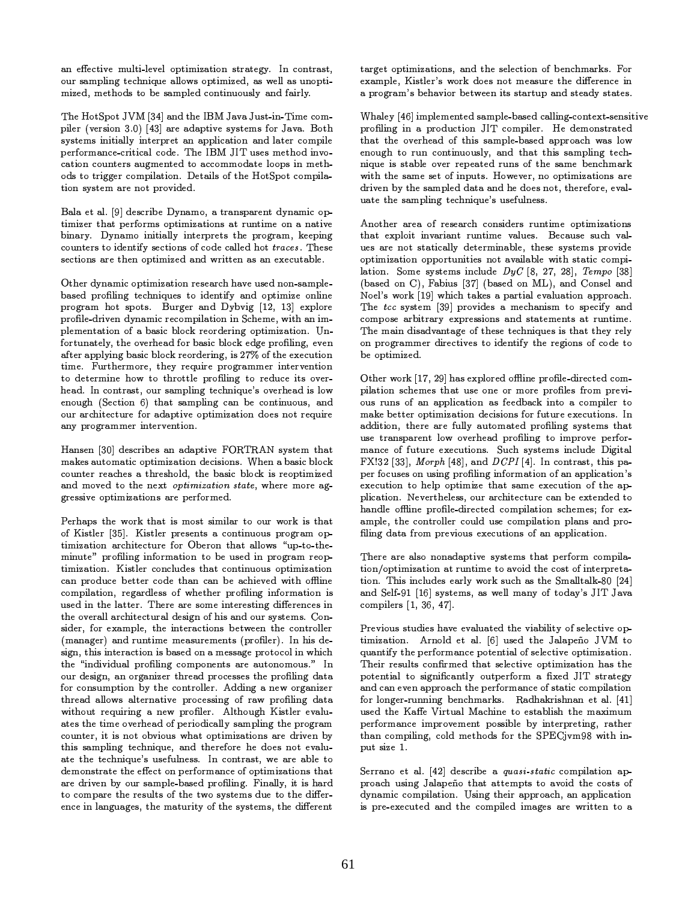an effective multi-level optimization strategy. In contrast, our sampling technique allows optimized, as well as unoptimized, methods to be sampled continuously and fairly.

The HotSpot JVM [34] and the IBM Java Just-in-Time compiler (version 3.0) [43] are adaptive systems for Java. Both systems initially interpret an application and later compile performance-critical code. The IBM JIT uses method invocation counters augmented to accommodate loops in methods to trigger compilation. Details of the HotSpot compilation system are not provided.

Bala et al. [9] describe Dynamo, a transparent dynamic optimizer that performs optimizations at runtime on a native binary. Dynamo initially interprets the program, keeping counters to identify sections of code called hot *traces*. These sections are then optimized and written as an executable.

Other dynamic optimization research have used non-sample-based profiling techniques to identify and optimize online program hot spots. Burger and Dybvig [12, 13] explore profile-driven dynamic recompilation in Scheme, with an implementation of a basic block reordering optimization. Unfortunately, the overhead for basic block edge profiling, even after applying basic block reordering, is 27% of the execution time. Furthermore, they require programmer intervention to determine how to throttle profiling to reduce its overhead. In contrast, our sampling technique's overhead is low enough (Section 6) that sampling can be continuous, and our architecture for adaptive optimization does not require any programmer intervention.

Hansen [30] describes an adaptive FORTRAN system that makes automatic optimization decisions. When a basic block counter reaches a threshold, the basic block is reoptimized and moved to the next *optimization state*, where more aggressive optimizations are performed.

Perhaps the work that is most similar to our work is that of Kistler [35]. Kistler presents a continuous program optimization architecture for Oberon that allows "up-to-the-minute" profiling information to be used in program reoptimization. Kistler concludes that continuous optimization can produce better code than can be achieved with offline compilation, regardless of whether profiling information is used in the latter. There are some interesting differences in the overall architectural design of his and our systems. Consider, for example, the interactions between the controller (manager) and runtime measurements (profiler). In his design, this interaction is based on a message protocol in which the "individual profiling components are autonomous." In our design, an organizer thread processes the profiling data for consumption by the controller. Adding a new organizer thread allows alternative processing of raw profiling data without requiring a new profiler. Although Kistler evaluates the time overhead of periodically sampling the program counter, it is not obvious what optimizations are driven by this sampling technique, and therefore he does not evaluate the technique's usefulness. In contrast, we are able to demonstrate the effect on performance of optimizations that are driven by our sample-based profiling. Finally, it is hard to compare the results of the two systems due to the difference in languages, the maturity of the systems, the different target optimizations, and the selection of benchmarks. For example, Kistler's work does not measure the difference in a program's behavior between its startup and steady states.

Whaley [46] implemented sample-based calling-context-sensitive profiling in a production JIT compiler. He demonstrated that the overhead of this sample-based approach was low enough to run continuously, and that this sampling technique is stable over repeated runs of the same benchmark with the same set of inputs. However, no optimizations are driven by the sampled data and he does not, therefore, evaluate the sampling technique's usefulness.

Another area of research considers runtime optimizations that exploit invariant runtime values. Because such values are not statically determinable, these systems provide optimization opportunities not available with static compilation. Some systems include *DyC* [8, 27, 28], *Tempo* [38] (based on C), Fabius [37] (based on ML), and Consel and Noel's work [19] which takes a partial evaluation approach. The *tcc* system [39] provides a mechanism to specify and compose arbitrary expressions and statements at runtime. The main disadvantage of these techniques is that they rely on programmer directives to identify the regions of code to be optimized.

Other work [17, 29] has explored offline profile-directed compilation schemes that use one or more profiles from previous runs of an application as feedback into a compiler to make better optimization decisions for future executions. In addition, there are fully automated profiling systems that use transparent low overhead profiling to improve performance of future executions. Such systems include Digital FX!32 [33], *Morph* [48], and *DCPI* [4]. In contrast, this paper focuses on using profiling information of an application's execution to help optimize that same execution of the application. Nevertheless, our architecture can be extended to handle offline profile-directed compilation schemes; for example, the controller could use compilation plans and profiling data from previous executions of an application.

There are also nonadaptive systems that perform compilation/optimization at runtime to avoid the cost of interpretation. This includes early work such as the Smalltalk-80 [24] and Self-91 [16] systems, as well many of today's JIT Java compilers [1, 36, 47].

Previous studies have evaluated the viability of selective optimization. Arnold et al. [6] used the Jalapeño JVM to quantify the performance potential of selective optimization. Their results confirmed that selective optimization has the potential to significantly outperform a fixed JIT strategy and can even approach the performance of static compilation for longer-running benchmarks. Radhakrishnan et al. [41] used the Kaffe Virtual Machine to establish the maximum performance improvement possible by interpreting, rather than compiling, cold methods for the SPECjvm98 with input size 1.

Serrano et al. [42] describe a *quasi-static* compilation approach using Jalapeño that attempts to avoid the costs of dynamic compilation. Using their approach, an application is pre-executed and the compiled images are written to a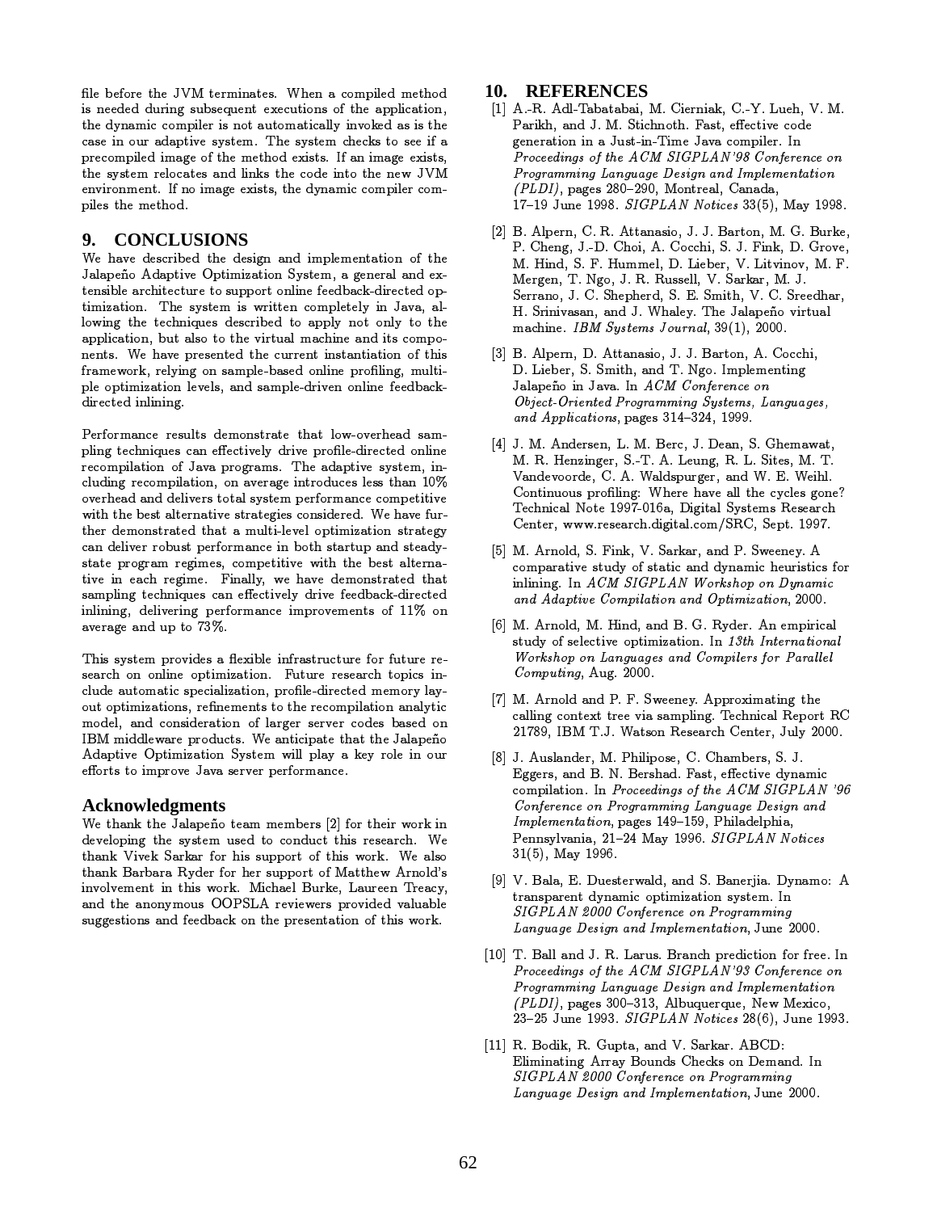file before the JVM terminates. When a compiled method is needed during subsequent executions of the application, the dynamic compiler is not automatically invoked as is the case in our adaptive system. The system checks to see if a precompiled image of the method exists. If an image exists, the system relocates and links the code into the new JVM environment. If no image exists, the dynamic compiler compiles the method.

## 9. CONCLUSIONS

We have described the design and implementation of the Jalapeño Adaptive Optimization System, a general and extensible architecture to support online feedback-directed optimization. The system is written completely in Java, allowing the techniques described to apply not only to the application, but also to the virtual machine and its components. We have presented the current instantiation of this framework, relying on sample-based online profiling, multiple optimization levels, and sample-driven online feedback-directed inlining.

Performance results demonstrate that low-overhead sampling techniques can effectively drive profile-directed online recompilation of Java programs. The adaptive system, including recompilation, on average introduces less than 10% overhead and delivers total system performance competitive with the best alternative strategies considered. We have further demonstrated that a multi-level optimization strategy can deliver robust performance in both startup and steady-state program regimes, competitive with the best alternative in each regime. Finally, we have demonstrated that sampling techniques can effectively drive feedback-directed inlining, delivering performance improvements of 11% on average and up to 73%.

This system provides a flexible infrastructure for future research on online optimization. Future research topics include automatic specialization, profile-directed memory layout optimizations, refinements to the recompilation analytic model, and consideration of larger server codes based on IBM middleware products. We anticipate that the Jalapeño Adaptive Optimization System will play a key role in our efforts to improve Java server performance.

### Acknowledgments

We thank the Jalapeño team members [2] for their work in developing the system used to conduct this research. We thank Vivek Sarkar for his support of this work. We also thank Barbara Ryder for her support of Matthew Arnold's involvement in this work. Michael Burke, Laureen Treacy, and the anonymous OOPSLA reviewers provided valuable suggestions and feedback on the presentation of this work.

## 10. REFERENCES

[1] A.-R. Adl-Tabatabai, M. Cierniak, C.-Y. Lueh, V. M. Parikh, and J. M. Stichnoth. Fast, effective code generation in a Just-in-Time Java compiler. In *Proceedings of the ACM SIGPLAN'98 Conference on Programming Language Design and Implementation (PLDI)*, pages 280–290, Montreal, Canada, 17–19 June 1998. *SIGPLAN Notices* 33(5), May 1998.

[2] B. Alpern, C. R. Attanasio, J. J. Barton, M. G. Burke, P. Cheng, J.-D. Choi, A. Cocchi, S. J. Fink, D. Grove, M. Hind, S. F. Hummel, D. Lieber, V. Litvinov, M. F. Mergen, T. Ngo, J. R. Russell, V. Sarkar, M. J. Serrano, J. C. Shepherd, S. E. Smith, V. C. Sreedhar, H. Srinivasan, and J. Whaley. The Jalapeño virtual machine. *IBM Systems Journal*, 39(1), 2000.

[3] B. Alpern, D. Attanasio, J. J. Barton, A. Cocchi, D. Lieber, S. Smith, and T. Ngo. Implementing Jalapeño in Java. In *ACM Conference on Object-Oriented Programming Systems, Languages, and Applications*, pages 314–324, 1999.

[4] J. M. Andersen, L. M. Berc, J. Dean, S. Ghemawat, M. R. Henzinger, S.-T. A. Leung, R. L. Sites, M. T. Vandevoorde, C. A. Waldspurger, and W. E. Weihl. Continuous profiling: Where have all the cycles gone? Technical Note 1997-016a, Digital Systems Research Center, www.research.digital.com/SRC, Sept. 1997.

[5] M. Arnold, S. Fink, V. Sarkar, and P. Sweeney. A comparative study of static and dynamic heuristics for inlining. In *ACM SIGPLAN Workshop on Dynamic and Adaptive Compilation and Optimization*, 2000.

[6] M. Arnold, M. Hind, and B. G. Ryder. An empirical study of selective optimization. In *13th International Workshop on Languages and Compilers for Parallel Computing*, Aug. 2000.

[7] M. Arnold and P. F. Sweeney. Approximating the calling context tree via sampling. Technical Report RC 21789, IBM T.J. Watson Research Center, July 2000.

[8] J. Auslander, M. Philipose, C. Chambers, S. J. Eggers, and B. N. Bershad. Fast, effective dynamic compilation. In *Proceedings of the ACM SIGPLAN '96 Conference on Programming Language Design and Implementation*, pages 149–159, Philadelphia, Pennsylvania, 21–24 May 1996. *SIGPLAN Notices* 31(5), May 1996.

[9] V. Bala, E. Duesterwald, and S. Banerjia. Dynamo: A transparent dynamic optimization system. In *SIGPLAN 2000 Conference on Programming Language Design and Implementation*, June 2000.

[10] T. Ball and J. R. Larus. Branch prediction for free. In *Proceedings of the ACM SIGPLAN'93 Conference on Programming Language Design and Implementation (PLDI)*, pages 300–313, Albuquerque, New Mexico, 23–25 June 1993. *SIGPLAN Notices* 28(6), June 1993.

[11] R. Bodik, R. Gupta, and V. Sarkar. ABCD: Eliminating Array Bounds Checks on Demand. In *SIGPLAN 2000 Conference on Programming Language Design and Implementation*, June 2000.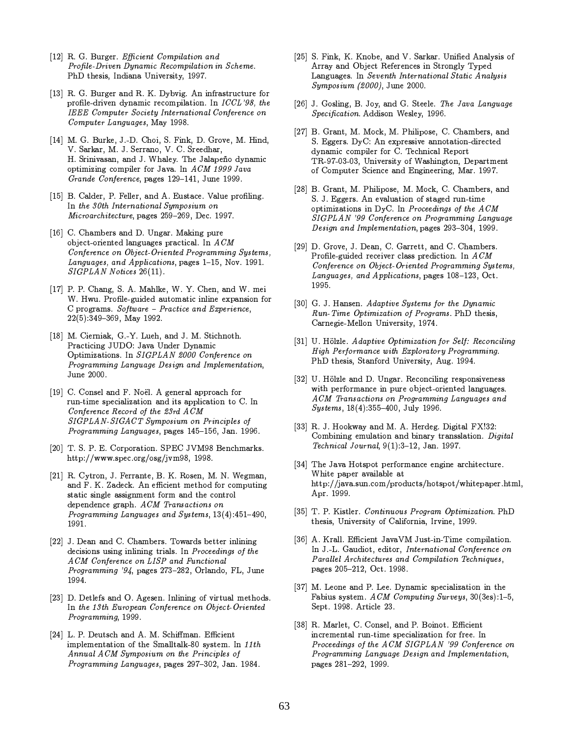[12] R. G. Burger. *Efficient Compilation and Profile-Driven Dynamic Recompilation in Scheme.* PhD thesis, Indiana University, 1997.

[13] R. G. Burger and R. K. Dybvig. An infrastructure for profile-driven dynamic recompilation. In *ICCL'98, the IEEE Computer Society International Conference on Computer Languages*, May 1998.

[14] M. G. Burke, J.-D. Choi, S. Fink, D. Grove, M. Hind, V. Sarkar, M. J. Serrano, V. C. Sreedhar, H. Srinivasan, and J. Whaley. The Jalapeño dynamic optimizing compiler for Java. In *ACM 1999 Java Grande Conference*, pages 129–141, June 1999.

[15] B. Calder, P. Feller, and A. Eustace. Value profiling. In *the 30th International Symposium on Microarchitecture*, pages 259–269, Dec. 1997.

[16] C. Chambers and D. Ungar. Making pure object-oriented languages practical. In *ACM Conference on Object-Oriented Programming Systems, Languages, and Applications*, pages 1–15, Nov. 1991. *SIGPLAN Notices* 26(11).

[17] P. P. Chang, S. A. Mahlke, W. Y. Chen, and W. mei W. Hwu. Profile-guided automatic inline expansion for C programs. *Software – Practice and Experience*, 22(5):349–369, May 1992.

[18] M. Cierniak, G.-Y. Lueh, and J. M. Stichnoth. Practicing JUDO: Java Under Dynamic Optimizations. In *SIGPLAN 2000 Conference on Programming Language Design and Implementation*, June 2000.

[19] C. Consel and F. Noël. A general approach for run-time specialization and its application to C. In *Conference Record of the 23rd ACM SIGPLAN-SIGACT Symposium on Principles of Programming Languages*, pages 145–156, Jan. 1996.

[20] T. S. P. E. Corporation. SPEC JVM98 Benchmarks. http://www.spec.org/osg/jvm98, 1998.

[21] R. Cytron, J. Ferrante, B. K. Rosen, M. N. Wegman, and F. K. Zadeck. An efficient method for computing static single assignment form and the control dependence graph. *ACM Transactions on Programming Languages and Systems*, 13(4):451–490, 1991.

[22] J. Dean and C. Chambers. Towards better inlining decisions using inlining trials. In *Proceedings of the ACM Conference on LISP and Functional Programming '94*, pages 273–282, Orlando, FL, June 1994.

[23] D. Detlefs and O. Agesen. Inlining of virtual methods. In *the 13th European Conference on Object-Oriented Programming*, 1999.

[24] L. P. Deutsch and A. M. Schiffman. Efficient implementation of the Smalltalk-80 system. In *11th Annual ACM Symposium on the Principles of Programming Languages*, pages 297–302, Jan. 1984.

[25] S. Fink, K. Knobe, and V. Sarkar. Unified Analysis of Array and Object References in Strongly Typed Languages. In *Seventh International Static Analysis Symposium (2000)*, June 2000.

[26] J. Gosling, B. Joy, and G. Steele. *The Java Language Specification*. Addison Wesley, 1996.

[27] B. Grant, M. Mock, M. Philipose, C. Chambers, and S. Eggers. DyC: An expressive annotation-directed dynamic compiler for C. Technical Report TR-97-03-03, University of Washington, Department of Computer Science and Engineering, Mar. 1997.

[28] B. Grant, M. Philipose, M. Mock, C. Chambers, and S. J. Eggers. An evaluation of staged run-time optimizations in DyC. In *Proceedings of the ACM SIGPLAN '99 Conference on Programming Language Design and Implementation*, pages 293–304, 1999.

[29] D. Grove, J. Dean, C. Garrett, and C. Chambers. Profile-guided receiver class prediction. In *ACM Conference on Object-Oriented Programming Systems, Languages, and Applications*, pages 108–123, Oct. 1995.

[30] G. J. Hansen. *Adaptive Systems for the Dynamic Run-Time Optimization of Programs*. PhD thesis, Carnegie-Mellon University, 1974.

[31] U. Hölzle. *Adaptive Optimization for Self: Reconciling High Performance with Exploratory Programming.* PhD thesis, Stanford University, Aug. 1994.

[32] U. Hölzle and D. Ungar. Reconciling responsiveness with performance in pure object-oriented languages. *ACM Transactions on Programming Languages and Systems*, 18(4):355–400, July 1996.

[33] R. J. Hookway and M. A. Herdeg. Digital FX!32: Combining emulation and binary transslation. *Digital Technical Journal*, 9(1):3–12, Jan. 1997.

[34] The Java Hotspot performance engine architecture. White paper available at http://java.sun.com/products/hotspot/whitepaper.html, Apr. 1999.

[35] T. P. Kistler. *Continuous Program Optimization.* PhD thesis, University of California, Irvine, 1999.

[36] A. Krall. Efficient JavaVM Just-in-Time compilation. In J.-L. Gaudiot, editor, *International Conference on Parallel Architectures and Compilation Techniques*, pages 205–212, Oct. 1998.

[37] M. Leone and P. Lee. Dynamic specialization in the Fabius system. *ACM Computing Surveys*, 30(3es):1–5, Sept. 1998. Article 23.

[38] R. Marlet, C. Consel, and P. Boinot. Efficient incremental run-time specialization for free. In *Proceedings of the ACM SIGPLAN '99 Conference on Programming Language Design and Implementation*, pages 281–292, 1999.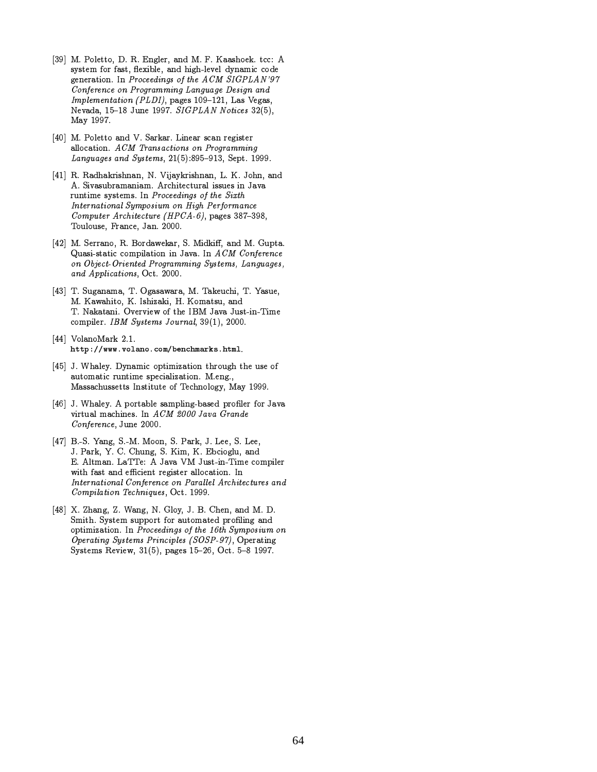[39] M. Poletto, D. R. Engler, and M. F. Kaashoek. tcc: A system for fast, flexible, and high-level dynamic code generation. In *Proceedings of the ACM SIGPLAN'97 Conference on Programming Language Design and Implementation (PLDI)*, pages 109–121, Las Vegas, Nevada, 15–18 June 1997. *SIGPLAN Notices* 32(5), May 1997.

[40] M. Poletto and V. Sarkar. Linear scan register allocation. *ACM Transactions on Programming Languages and Systems*, 21(5):895–913, Sept. 1999.

[41] R. Radhakrishnan, N. Vijaykrishnan, L. K. John, and A. Sivasubramaniam. Architectural issues in Java runtime systems. In *Proceedings of the Sixth International Symposium on High Performance Computer Architecture (HPCA-6)*, pages 387–398, Toulouse, France, Jan. 2000.

[42] M. Serrano, R. Bordawekar, S. Midkiff, and M. Gupta. Quasi-static compilation in Java. In *ACM Conference on Object-Oriented Programming Systems, Languages, and Applications*, Oct. 2000.

[43] T. Suganama, T. Ogasawara, M. Takeuchi, T. Yasue, M. Kawahito, K. Ishizaki, H. Komatsu, and T. Nakatani. Overview of the IBM Java Just-in-Time compiler. *IBM Systems Journal*, 39(1), 2000.

[44] VolanoMark 2.1. `http://www.volano.com/benchmarks.html`.

[45] J. Whaley. Dynamic optimization through the use of automatic runtime specialization. M.eng., Massachussetts Institute of Technology, May 1999.

[46] J. Whaley. A portable sampling-based profiler for Java virtual machines. In *ACM 2000 Java Grande Conference*, June 2000.

[47] B.-S. Yang, S.-M. Moon, S. Park, J. Lee, S. Lee, J. Park, Y. C. Chung, S. Kim, K. Ebcioglu, and E. Altman. LaTTe: A Java VM Just-in-Time compiler with fast and efficient register allocation. In *International Conference on Parallel Architectures and Compilation Techniques*, Oct. 1999.

[48] X. Zhang, Z. Wang, N. Gloy, J. B. Chen, and M. D. Smith. System support for automated profiling and optimization. In *Proceedings of the 16th Symposium on Operating Systems Principles (SOSP-97)*, Operating Systems Review, 31(5), pages 15–26, Oct. 5–8 1997.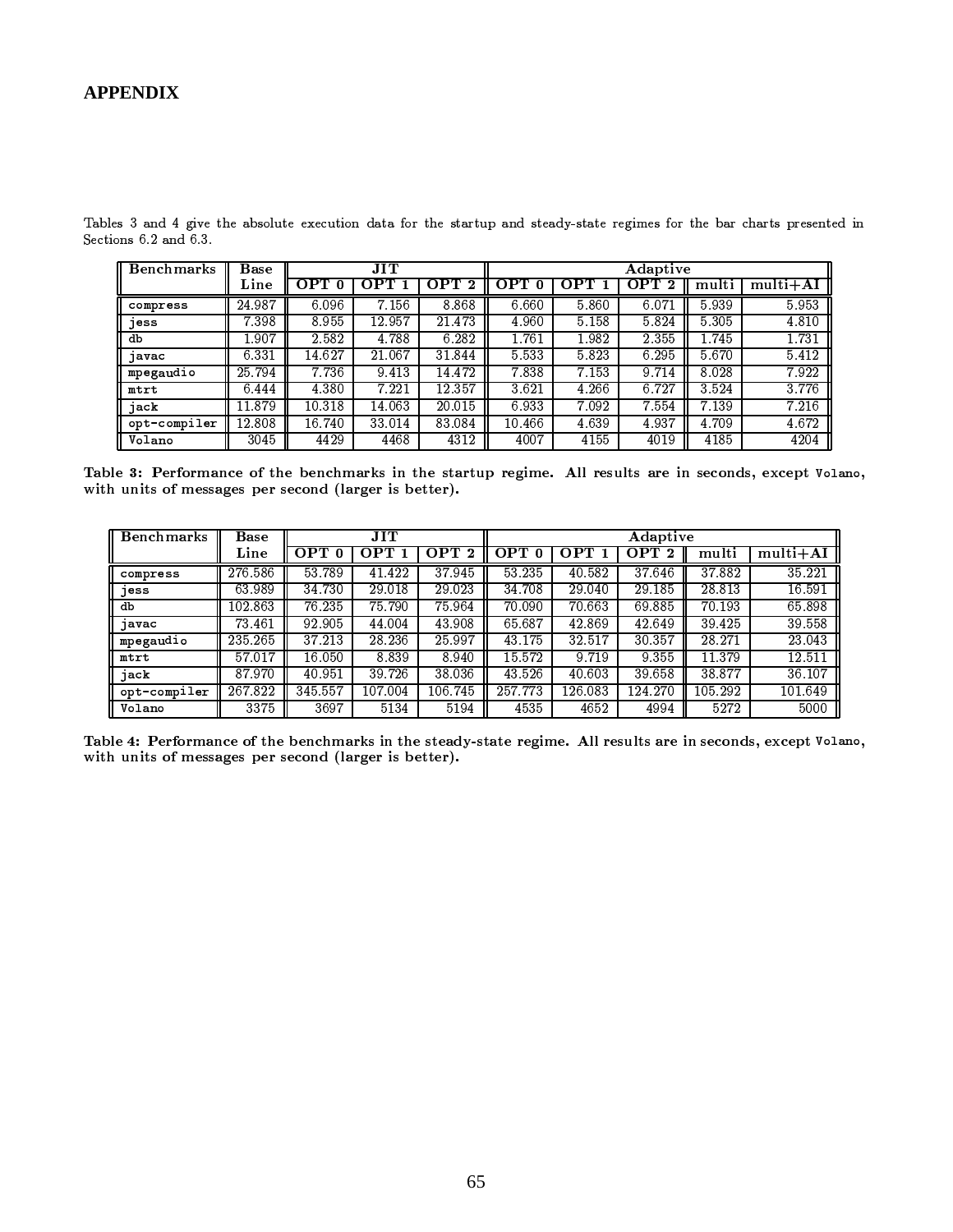## APPENDIX

Tables 3 and 4 give the absolute execution data for the startup and steady-state regimes for the bar charts presented in Sections 6.2 and 6.3.

| Benchmarks | Base Line | JIT | | | Adaptive | | | | |
|---|---|---|---|---|---|---|---|---|---|
| | | OPT 0 | OPT 1 | OPT 2 | OPT 0 | OPT 1 | OPT 2 | multi | multi+AI |
| compress | 24.987 | 6.096 | 7.156 | 8.868 | 6.660 | 5.860 | 6.071 | 5.939 | 5.953 |
| jess | 7.398 | 8.955 | 12.957 | 21.473 | 4.960 | 5.158 | 5.824 | 5.305 | 4.810 |
| db | 1.907 | 2.582 | 4.788 | 6.282 | 1.761 | 1.982 | 2.355 | 1.745 | 1.731 |
| javac | 6.331 | 14.627 | 21.067 | 31.844 | 5.533 | 5.823 | 6.295 | 5.670 | 5.412 |
| mpegaudio | 25.794 | 7.736 | 9.413 | 14.472 | 7.838 | 7.153 | 9.714 | 8.028 | 7.922 |
| mtrt | 6.444 | 4.380 | 7.221 | 12.357 | 3.621 | 4.266 | 6.727 | 3.524 | 3.776 |
| jack | 11.879 | 10.318 | 14.063 | 20.015 | 6.933 | 7.092 | 7.554 | 7.139 | 7.216 |
| opt-compiler | 12.808 | 16.740 | 33.014 | 83.084 | 10.466 | 4.639 | 4.937 | 4.709 | 4.672 |
| Volano | 3045 | 4429 | 4468 | 4312 | 4007 | 4155 | 4019 | 4185 | 4204 |

**Table 3: Performance of the benchmarks in the startup regime. All results are in seconds, except Volano, with units of messages per second (larger is better).**

| Benchmarks | Base Line | JIT | | | Adaptive | | | | |
|---|---|---|---|---|---|---|---|---|---|
| | | OPT 0 | OPT 1 | OPT 2 | OPT 0 | OPT 1 | OPT 2 | multi | multi+AI |
| compress | 276.586 | 53.789 | 41.422 | 37.945 | 53.235 | 40.582 | 37.646 | 37.882 | 35.221 |
| jess | 63.989 | 34.730 | 29.018 | 29.023 | 34.708 | 29.040 | 29.185 | 28.813 | 16.591 |
| db | 102.863 | 76.235 | 75.790 | 75.964 | 70.090 | 70.663 | 69.885 | 70.193 | 65.898 |
| javac | 73.461 | 92.905 | 44.004 | 43.908 | 65.687 | 42.869 | 42.649 | 39.425 | 39.558 |
| mpegaudio | 235.265 | 37.213 | 28.236 | 25.997 | 43.175 | 32.517 | 30.357 | 28.271 | 23.043 |
| mtrt | 57.017 | 16.050 | 8.839 | 8.940 | 15.572 | 9.719 | 9.355 | 11.379 | 12.511 |
| jack | 87.970 | 40.951 | 39.726 | 38.036 | 43.526 | 40.603 | 39.658 | 38.877 | 36.107 |
| opt-compiler | 267.822 | 345.557 | 107.004 | 106.745 | 257.773 | 126.083 | 124.270 | 105.292 | 101.649 |
| Volano | 3375 | 3697 | 5134 | 5194 | 4535 | 4652 | 4994 | 5272 | 5000 |

**Table 4: Performance of the benchmarks in the steady-state regime. All results are in seconds, except Volano, with units of messages per second (larger is better).**